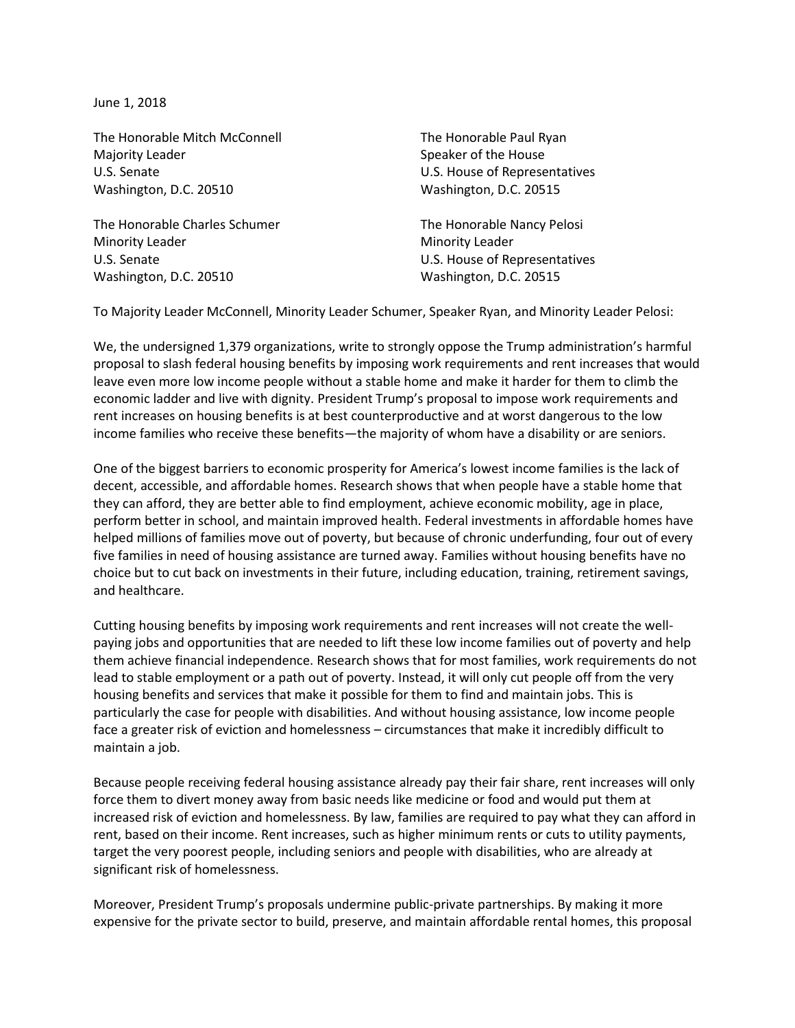June 1, 2018

The Honorable Mitch McConnell
Majority Leader
U.S. Senate
Washington, D.C. 20510

The Honorable Paul Ryan
Speaker of the House
U.S. House of Representatives
Washington, D.C. 20515

The Honorable Charles Schumer
Minority Leader
U.S. Senate
Washington, D.C. 20510

The Honorable Nancy Pelosi
Minority Leader
U.S. House of Representatives
Washington, D.C. 20515

To Majority Leader McConnell, Minority Leader Schumer, Speaker Ryan, and Minority Leader Pelosi:

We, the undersigned 1,379 organizations, write to strongly oppose the Trump administration's harmful proposal to slash federal housing benefits by imposing work requirements and rent increases that would leave even more low income people without a stable home and make it harder for them to climb the economic ladder and live with dignity. President Trump's proposal to impose work requirements and rent increases on housing benefits is at best counterproductive and at worst dangerous to the low income families who receive these benefits—the majority of whom have a disability or are seniors.

One of the biggest barriers to economic prosperity for America's lowest income families is the lack of decent, accessible, and affordable homes. Research shows that when people have a stable home that they can afford, they are better able to find employment, achieve economic mobility, age in place, perform better in school, and maintain improved health. Federal investments in affordable homes have helped millions of families move out of poverty, but because of chronic underfunding, four out of every five families in need of housing assistance are turned away. Families without housing benefits have no choice but to cut back on investments in their future, including education, training, retirement savings, and healthcare.

Cutting housing benefits by imposing work requirements and rent increases will not create the well-paying jobs and opportunities that are needed to lift these low income families out of poverty and help them achieve financial independence. Research shows that for most families, work requirements do not lead to stable employment or a path out of poverty. Instead, it will only cut people off from the very housing benefits and services that make it possible for them to find and maintain jobs. This is particularly the case for people with disabilities. And without housing assistance, low income people face a greater risk of eviction and homelessness – circumstances that make it incredibly difficult to maintain a job.

Because people receiving federal housing assistance already pay their fair share, rent increases will only force them to divert money away from basic needs like medicine or food and would put them at increased risk of eviction and homelessness. By law, families are required to pay what they can afford in rent, based on their income. Rent increases, such as higher minimum rents or cuts to utility payments, target the very poorest people, including seniors and people with disabilities, who are already at significant risk of homelessness.

Moreover, President Trump's proposals undermine public-private partnerships. By making it more expensive for the private sector to build, preserve, and maintain affordable rental homes, this proposal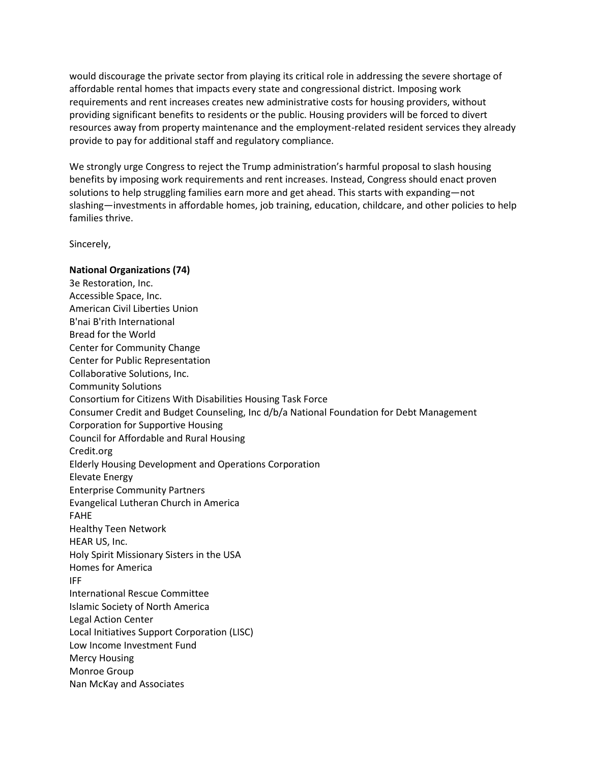would discourage the private sector from playing its critical role in addressing the severe shortage of affordable rental homes that impacts every state and congressional district. Imposing work requirements and rent increases creates new administrative costs for housing providers, without providing significant benefits to residents or the public. Housing providers will be forced to divert resources away from property maintenance and the employment-related resident services they already provide to pay for additional staff and regulatory compliance.

We strongly urge Congress to reject the Trump administration's harmful proposal to slash housing benefits by imposing work requirements and rent increases. Instead, Congress should enact proven solutions to help struggling families earn more and get ahead. This starts with expanding—not slashing—investments in affordable homes, job training, education, childcare, and other policies to help families thrive.

Sincerely,

**National Organizations (74)**

3e Restoration, Inc.
Accessible Space, Inc.
American Civil Liberties Union
B'nai B'rith International
Bread for the World
Center for Community Change
Center for Public Representation
Collaborative Solutions, Inc.
Community Solutions
Consortium for Citizens With Disabilities Housing Task Force
Consumer Credit and Budget Counseling, Inc d/b/a National Foundation for Debt Management
Corporation for Supportive Housing
Council for Affordable and Rural Housing
Credit.org
Elderly Housing Development and Operations Corporation
Elevate Energy
Enterprise Community Partners
Evangelical Lutheran Church in America
FAHE
Healthy Teen Network
HEAR US, Inc.
Holy Spirit Missionary Sisters in the USA
Homes for America
IFF
International Rescue Committee
Islamic Society of North America
Legal Action Center
Local Initiatives Support Corporation (LISC)
Low Income Investment Fund
Mercy Housing
Monroe Group
Nan McKay and Associates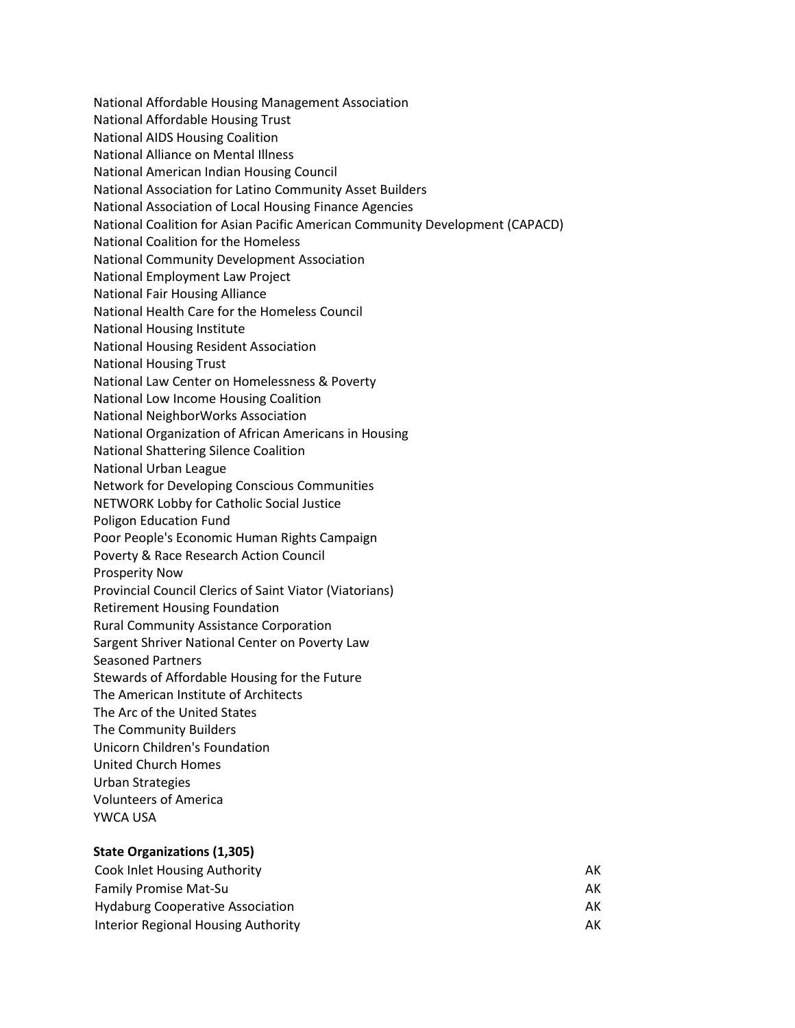National Affordable Housing Management Association
National Affordable Housing Trust
National AIDS Housing Coalition
National Alliance on Mental Illness
National American Indian Housing Council
National Association for Latino Community Asset Builders
National Association of Local Housing Finance Agencies
National Coalition for Asian Pacific American Community Development (CAPACD)
National Coalition for the Homeless
National Community Development Association
National Employment Law Project
National Fair Housing Alliance
National Health Care for the Homeless Council
National Housing Institute
National Housing Resident Association
National Housing Trust
National Law Center on Homelessness & Poverty
National Low Income Housing Coalition
National NeighborWorks Association
National Organization of African Americans in Housing
National Shattering Silence Coalition
National Urban League
Network for Developing Conscious Communities
NETWORK Lobby for Catholic Social Justice
Poligon Education Fund
Poor People's Economic Human Rights Campaign
Poverty & Race Research Action Council
Prosperity Now
Provincial Council Clerics of Saint Viator (Viatorians)
Retirement Housing Foundation
Rural Community Assistance Corporation
Sargent Shriver National Center on Poverty Law
Seasoned Partners
Stewards of Affordable Housing for the Future
The American Institute of Architects
The Arc of the United States
The Community Builders
Unicorn Children's Foundation
United Church Homes
Urban Strategies
Volunteers of America
YWCA USA

**State Organizations (1,305)**

| | |
|---|---|
| Cook Inlet Housing Authority | AK |
| Family Promise Mat-Su | AK |
| Hydaburg Cooperative Association | AK |
| Interior Regional Housing Authority | AK |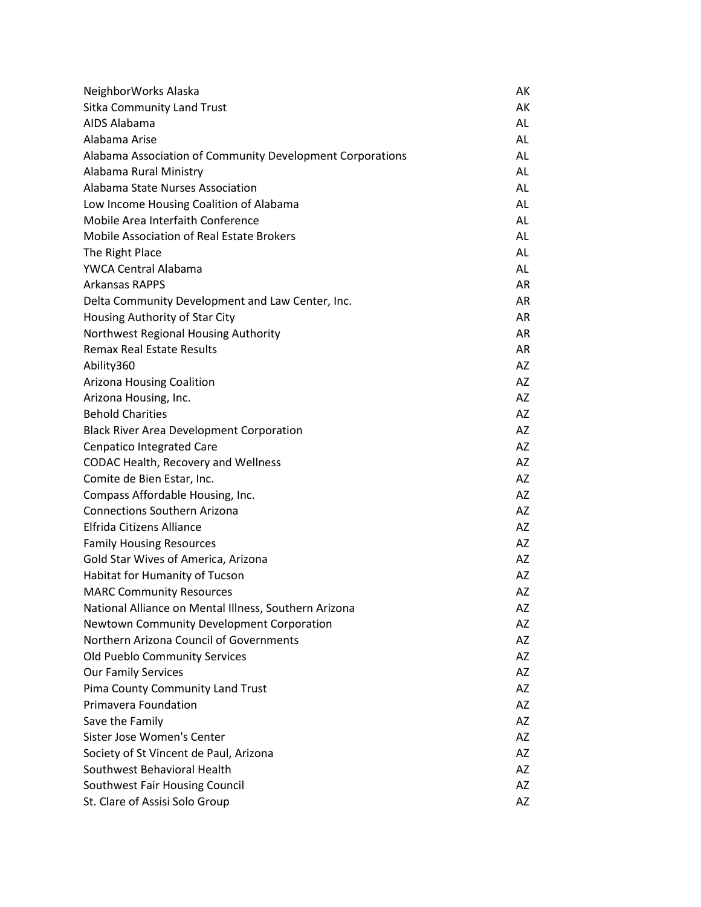| | |
|---|---|
| NeighborWorks Alaska | AK |
| Sitka Community Land Trust | AK |
| AIDS Alabama | AL |
| Alabama Arise | AL |
| Alabama Association of Community Development Corporations | AL |
| Alabama Rural Ministry | AL |
| Alabama State Nurses Association | AL |
| Low Income Housing Coalition of Alabama | AL |
| Mobile Area Interfaith Conference | AL |
| Mobile Association of Real Estate Brokers | AL |
| The Right Place | AL |
| YWCA Central Alabama | AL |
| Arkansas RAPPS | AR |
| Delta Community Development and Law Center, Inc. | AR |
| Housing Authority of Star City | AR |
| Northwest Regional Housing Authority | AR |
| Remax Real Estate Results | AR |
| Ability360 | AZ |
| Arizona Housing Coalition | AZ |
| Arizona Housing, Inc. | AZ |
| Behold Charities | AZ |
| Black River Area Development Corporation | AZ |
| Cenpatico Integrated Care | AZ |
| CODAC Health, Recovery and Wellness | AZ |
| Comite de Bien Estar, Inc. | AZ |
| Compass Affordable Housing, Inc. | AZ |
| Connections Southern Arizona | AZ |
| Elfrida Citizens Alliance | AZ |
| Family Housing Resources | AZ |
| Gold Star Wives of America, Arizona | AZ |
| Habitat for Humanity of Tucson | AZ |
| MARC Community Resources | AZ |
| National Alliance on Mental Illness, Southern Arizona | AZ |
| Newtown Community Development Corporation | AZ |
| Northern Arizona Council of Governments | AZ |
| Old Pueblo Community Services | AZ |
| Our Family Services | AZ |
| Pima County Community Land Trust | AZ |
| Primavera Foundation | AZ |
| Save the Family | AZ |
| Sister Jose Women's Center | AZ |
| Society of St Vincent de Paul, Arizona | AZ |
| Southwest Behavioral Health | AZ |
| Southwest Fair Housing Council | AZ |
| St. Clare of Assisi Solo Group | AZ |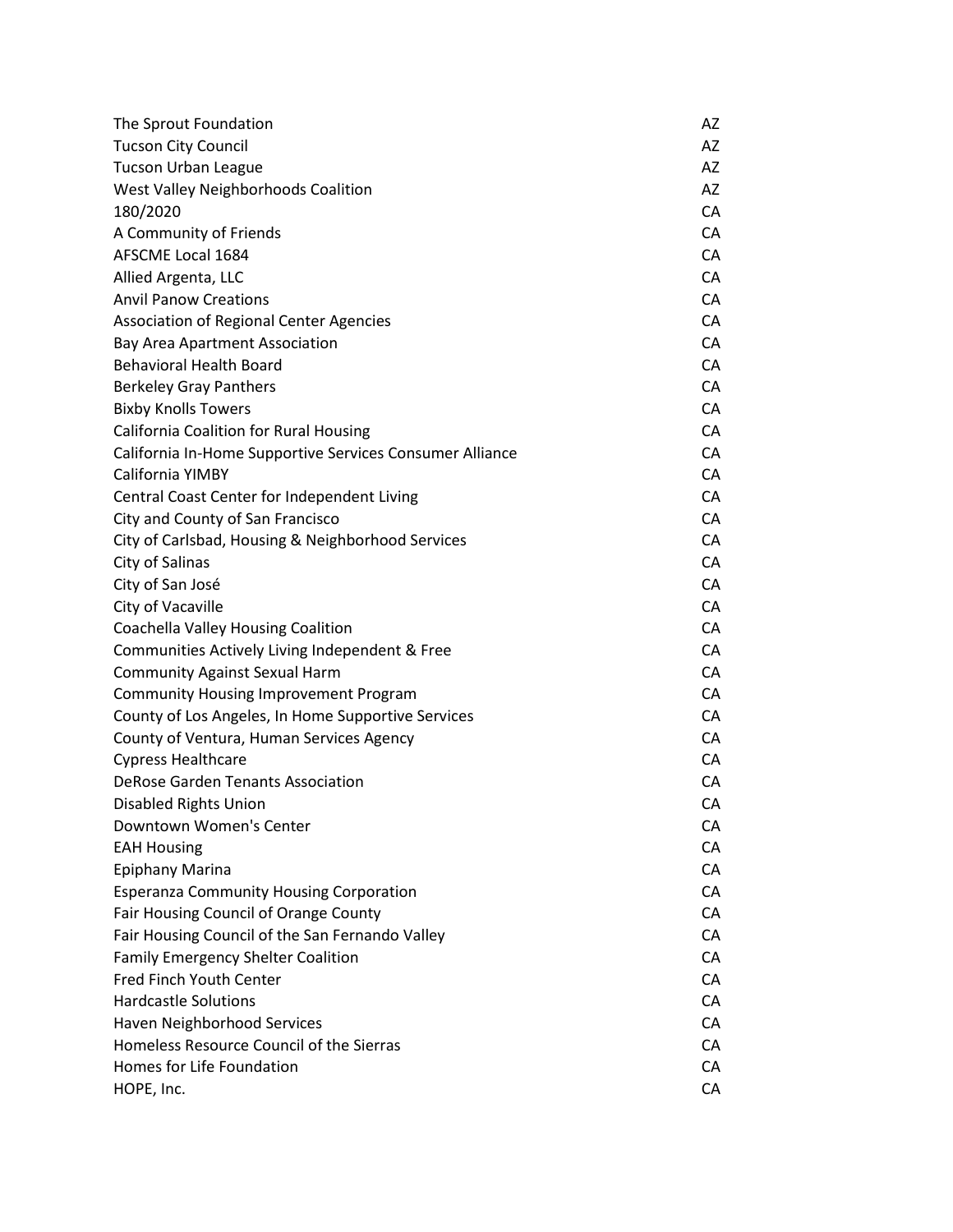| | |
|---|---|
| The Sprout Foundation | AZ |
| Tucson City Council | AZ |
| Tucson Urban League | AZ |
| West Valley Neighborhoods Coalition | AZ |
| 180/2020 | CA |
| A Community of Friends | CA |
| AFSCME Local 1684 | CA |
| Allied Argenta, LLC | CA |
| Anvil Panow Creations | CA |
| Association of Regional Center Agencies | CA |
| Bay Area Apartment Association | CA |
| Behavioral Health Board | CA |
| Berkeley Gray Panthers | CA |
| Bixby Knolls Towers | CA |
| California Coalition for Rural Housing | CA |
| California In-Home Supportive Services Consumer Alliance | CA |
| California YIMBY | CA |
| Central Coast Center for Independent Living | CA |
| City and County of San Francisco | CA |
| City of Carlsbad, Housing & Neighborhood Services | CA |
| City of Salinas | CA |
| City of San José | CA |
| City of Vacaville | CA |
| Coachella Valley Housing Coalition | CA |
| Communities Actively Living Independent & Free | CA |
| Community Against Sexual Harm | CA |
| Community Housing Improvement Program | CA |
| County of Los Angeles, In Home Supportive Services | CA |
| County of Ventura, Human Services Agency | CA |
| Cypress Healthcare | CA |
| DeRose Garden Tenants Association | CA |
| Disabled Rights Union | CA |
| Downtown Women's Center | CA |
| EAH Housing | CA |
| Epiphany Marina | CA |
| Esperanza Community Housing Corporation | CA |
| Fair Housing Council of Orange County | CA |
| Fair Housing Council of the San Fernando Valley | CA |
| Family Emergency Shelter Coalition | CA |
| Fred Finch Youth Center | CA |
| Hardcastle Solutions | CA |
| Haven Neighborhood Services | CA |
| Homeless Resource Council of the Sierras | CA |
| Homes for Life Foundation | CA |
| HOPE, Inc. | CA |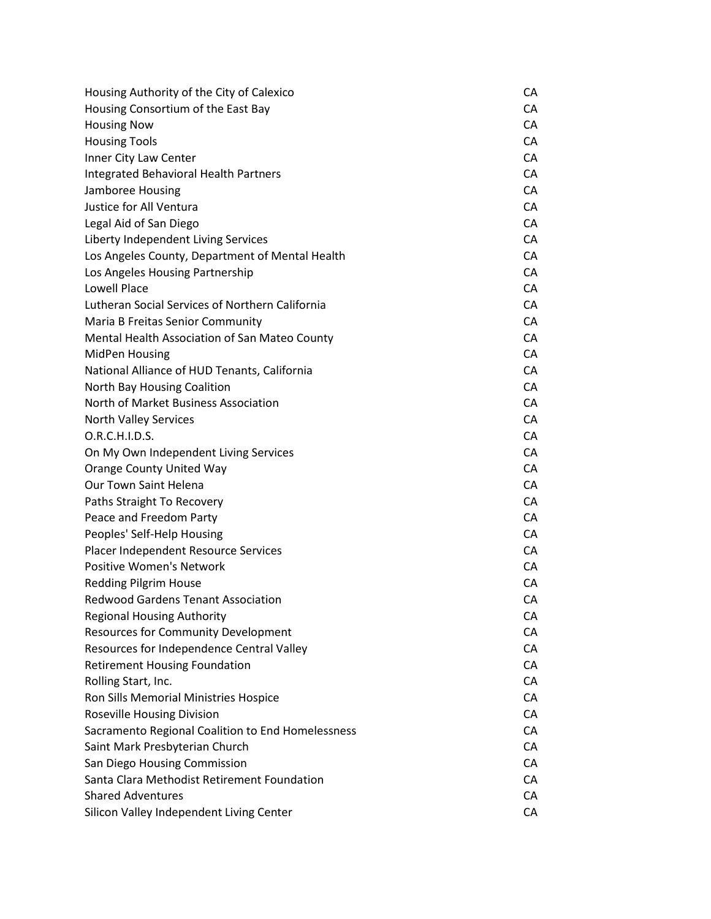| | |
|---|---|
| Housing Authority of the City of Calexico | CA |
| Housing Consortium of the East Bay | CA |
| Housing Now | CA |
| Housing Tools | CA |
| Inner City Law Center | CA |
| Integrated Behavioral Health Partners | CA |
| Jamboree Housing | CA |
| Justice for All Ventura | CA |
| Legal Aid of San Diego | CA |
| Liberty Independent Living Services | CA |
| Los Angeles County, Department of Mental Health | CA |
| Los Angeles Housing Partnership | CA |
| Lowell Place | CA |
| Lutheran Social Services of Northern California | CA |
| Maria B Freitas Senior Community | CA |
| Mental Health Association of San Mateo County | CA |
| MidPen Housing | CA |
| National Alliance of HUD Tenants, California | CA |
| North Bay Housing Coalition | CA |
| North of Market Business Association | CA |
| North Valley Services | CA |
| O.R.C.H.I.D.S. | CA |
| On My Own Independent Living Services | CA |
| Orange County United Way | CA |
| Our Town Saint Helena | CA |
| Paths Straight To Recovery | CA |
| Peace and Freedom Party | CA |
| Peoples' Self-Help Housing | CA |
| Placer Independent Resource Services | CA |
| Positive Women's Network | CA |
| Redding Pilgrim House | CA |
| Redwood Gardens Tenant Association | CA |
| Regional Housing Authority | CA |
| Resources for Community Development | CA |
| Resources for Independence Central Valley | CA |
| Retirement Housing Foundation | CA |
| Rolling Start, Inc. | CA |
| Ron Sills Memorial Ministries Hospice | CA |
| Roseville Housing Division | CA |
| Sacramento Regional Coalition to End Homelessness | CA |
| Saint Mark Presbyterian Church | CA |
| San Diego Housing Commission | CA |
| Santa Clara Methodist Retirement Foundation | CA |
| Shared Adventures | CA |
| Silicon Valley Independent Living Center | CA |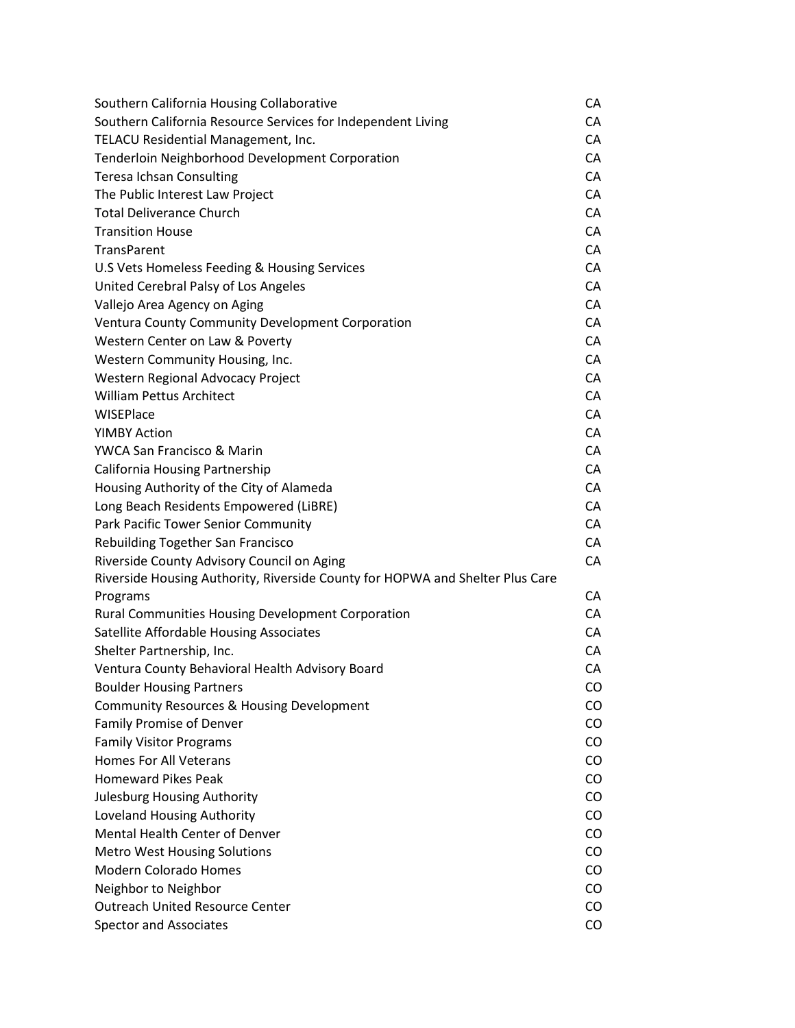| | |
|---|---|
| Southern California Housing Collaborative | CA |
| Southern California Resource Services for Independent Living | CA |
| TELACU Residential Management, Inc. | CA |
| Tenderloin Neighborhood Development Corporation | CA |
| Teresa Ichsan Consulting | CA |
| The Public Interest Law Project | CA |
| Total Deliverance Church | CA |
| Transition House | CA |
| TransParent | CA |
| U.S Vets Homeless Feeding & Housing Services | CA |
| United Cerebral Palsy of Los Angeles | CA |
| Vallejo Area Agency on Aging | CA |
| Ventura County Community Development Corporation | CA |
| Western Center on Law & Poverty | CA |
| Western Community Housing, Inc. | CA |
| Western Regional Advocacy Project | CA |
| William Pettus Architect | CA |
| WISEPlace | CA |
| YIMBY Action | CA |
| YWCA San Francisco & Marin | CA |
| California Housing Partnership | CA |
| Housing Authority of the City of Alameda | CA |
| Long Beach Residents Empowered (LiBRE) | CA |
| Park Pacific Tower Senior Community | CA |
| Rebuilding Together San Francisco | CA |
| Riverside County Advisory Council on Aging | CA |
| Riverside Housing Authority, Riverside County for HOPWA and Shelter Plus Care Programs | CA |
| Rural Communities Housing Development Corporation | CA |
| Satellite Affordable Housing Associates | CA |
| Shelter Partnership, Inc. | CA |
| Ventura County Behavioral Health Advisory Board | CA |
| Boulder Housing Partners | CO |
| Community Resources & Housing Development | CO |
| Family Promise of Denver | CO |
| Family Visitor Programs | CO |
| Homes For All Veterans | CO |
| Homeward Pikes Peak | CO |
| Julesburg Housing Authority | CO |
| Loveland Housing Authority | CO |
| Mental Health Center of Denver | CO |
| Metro West Housing Solutions | CO |
| Modern Colorado Homes | CO |
| Neighbor to Neighbor | CO |
| Outreach United Resource Center | CO |
| Spector and Associates | CO |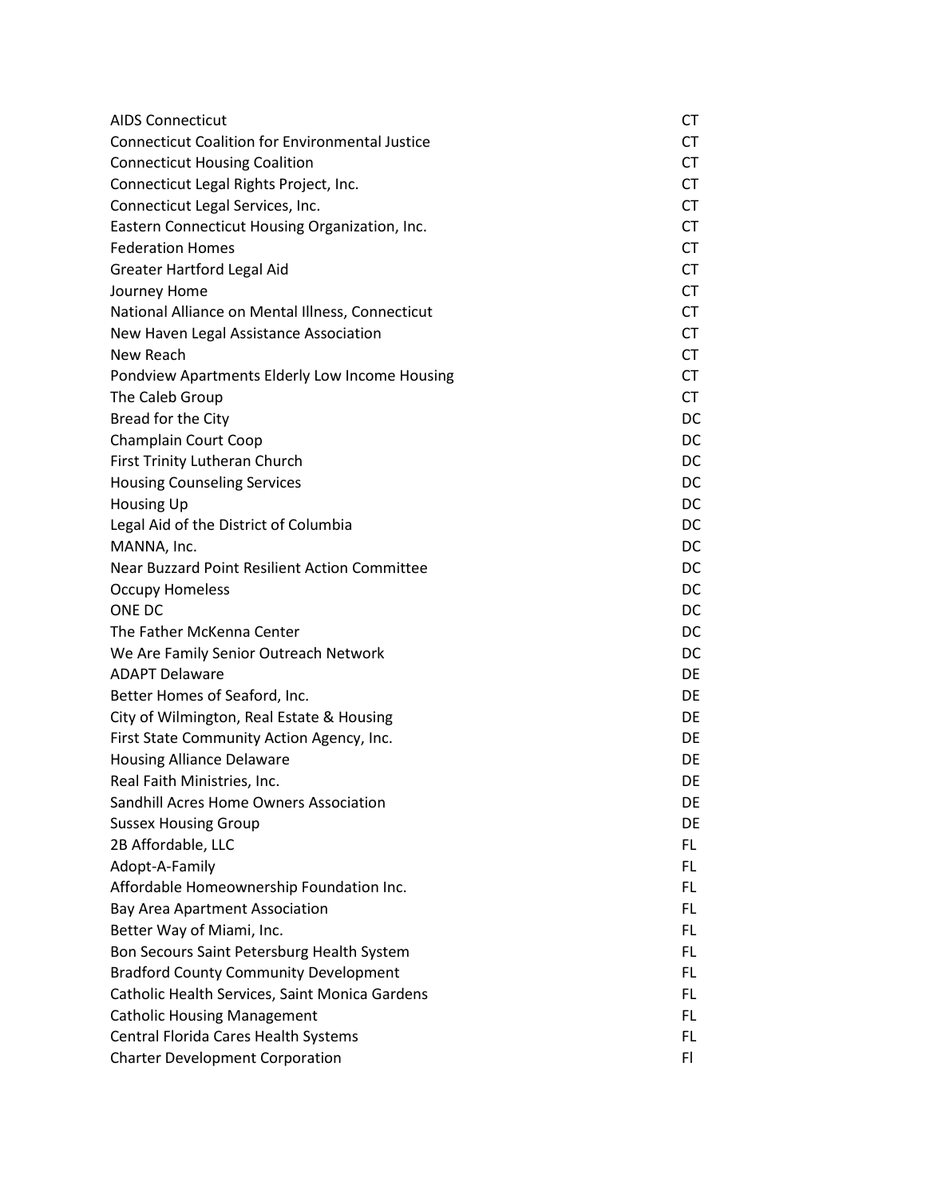| | |
|---|---|
| AIDS Connecticut | CT |
| Connecticut Coalition for Environmental Justice | CT |
| Connecticut Housing Coalition | CT |
| Connecticut Legal Rights Project, Inc. | CT |
| Connecticut Legal Services, Inc. | CT |
| Eastern Connecticut Housing Organization, Inc. | CT |
| Federation Homes | CT |
| Greater Hartford Legal Aid | CT |
| Journey Home | CT |
| National Alliance on Mental Illness, Connecticut | CT |
| New Haven Legal Assistance Association | CT |
| New Reach | CT |
| Pondview Apartments Elderly Low Income Housing | CT |
| The Caleb Group | CT |
| Bread for the City | DC |
| Champlain Court Coop | DC |
| First Trinity Lutheran Church | DC |
| Housing Counseling Services | DC |
| Housing Up | DC |
| Legal Aid of the District of Columbia | DC |
| MANNA, Inc. | DC |
| Near Buzzard Point Resilient Action Committee | DC |
| Occupy Homeless | DC |
| ONE DC | DC |
| The Father McKenna Center | DC |
| We Are Family Senior Outreach Network | DC |
| ADAPT Delaware | DE |
| Better Homes of Seaford, Inc. | DE |
| City of Wilmington, Real Estate & Housing | DE |
| First State Community Action Agency, Inc. | DE |
| Housing Alliance Delaware | DE |
| Real Faith Ministries, Inc. | DE |
| Sandhill Acres Home Owners Association | DE |
| Sussex Housing Group | DE |
| 2B Affordable, LLC | FL |
| Adopt-A-Family | FL |
| Affordable Homeownership Foundation Inc. | FL |
| Bay Area Apartment Association | FL |
| Better Way of Miami, Inc. | FL |
| Bon Secours Saint Petersburg Health System | FL |
| Bradford County Community Development | FL |
| Catholic Health Services, Saint Monica Gardens | FL |
| Catholic Housing Management | FL |
| Central Florida Cares Health Systems | FL |
| Charter Development Corporation | Fl |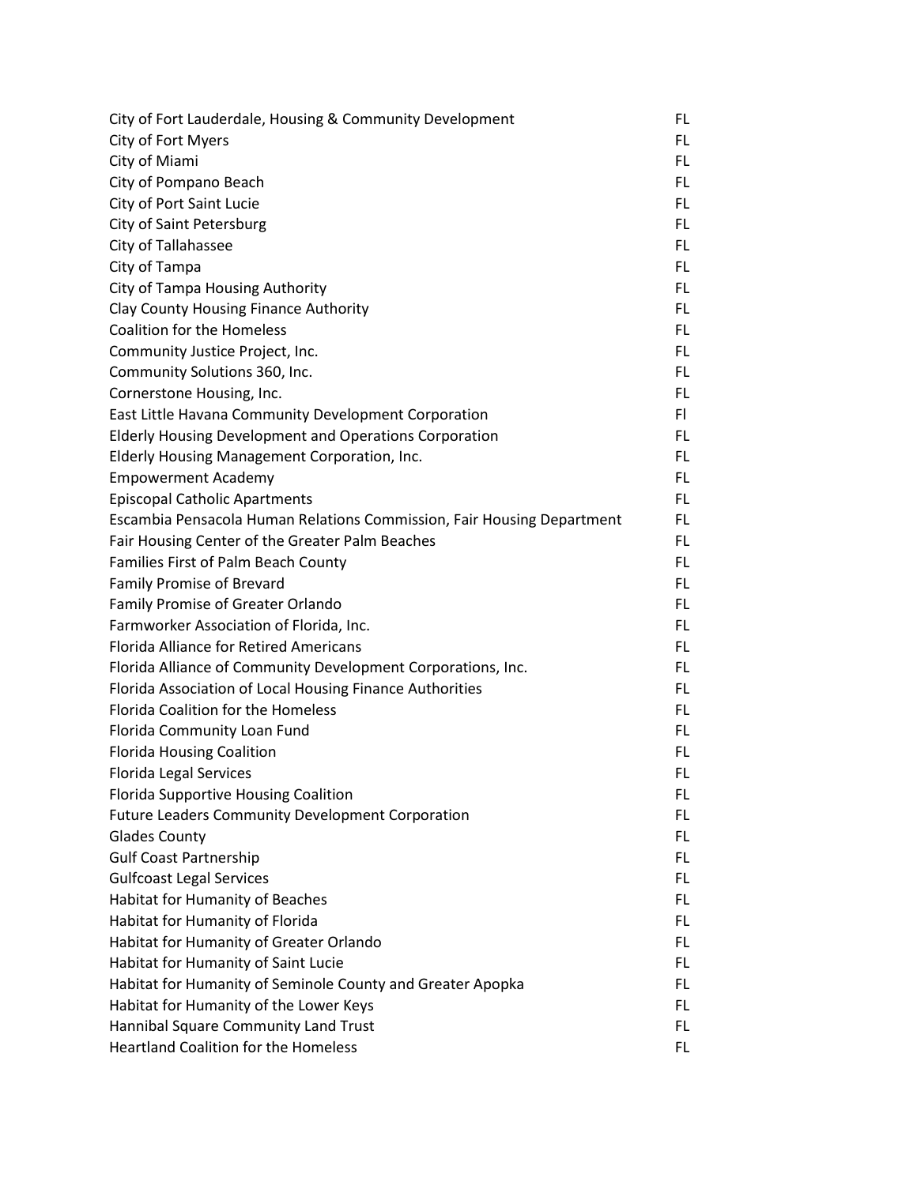| | |
|---|---|
| City of Fort Lauderdale, Housing & Community Development | FL |
| City of Fort Myers | FL |
| City of Miami | FL |
| City of Pompano Beach | FL |
| City of Port Saint Lucie | FL |
| City of Saint Petersburg | FL |
| City of Tallahassee | FL |
| City of Tampa | FL |
| City of Tampa Housing Authority | FL |
| Clay County Housing Finance Authority | FL |
| Coalition for the Homeless | FL |
| Community Justice Project, Inc. | FL |
| Community Solutions 360, Inc. | FL |
| Cornerstone Housing, Inc. | FL |
| East Little Havana Community Development Corporation | Fl |
| Elderly Housing Development and Operations Corporation | FL |
| Elderly Housing Management Corporation, Inc. | FL |
| Empowerment Academy | FL |
| Episcopal Catholic Apartments | FL |
| Escambia Pensacola Human Relations Commission, Fair Housing Department | FL |
| Fair Housing Center of the Greater Palm Beaches | FL |
| Families First of Palm Beach County | FL |
| Family Promise of Brevard | FL |
| Family Promise of Greater Orlando | FL |
| Farmworker Association of Florida, Inc. | FL |
| Florida Alliance for Retired Americans | FL |
| Florida Alliance of Community Development Corporations, Inc. | FL |
| Florida Association of Local Housing Finance Authorities | FL |
| Florida Coalition for the Homeless | FL |
| Florida Community Loan Fund | FL |
| Florida Housing Coalition | FL |
| Florida Legal Services | FL |
| Florida Supportive Housing Coalition | FL |
| Future Leaders Community Development Corporation | FL |
| Glades County | FL |
| Gulf Coast Partnership | FL |
| Gulfcoast Legal Services | FL |
| Habitat for Humanity of Beaches | FL |
| Habitat for Humanity of Florida | FL |
| Habitat for Humanity of Greater Orlando | FL |
| Habitat for Humanity of Saint Lucie | FL |
| Habitat for Humanity of Seminole County and Greater Apopka | FL |
| Habitat for Humanity of the Lower Keys | FL |
| Hannibal Square Community Land Trust | FL |
| Heartland Coalition for the Homeless | FL |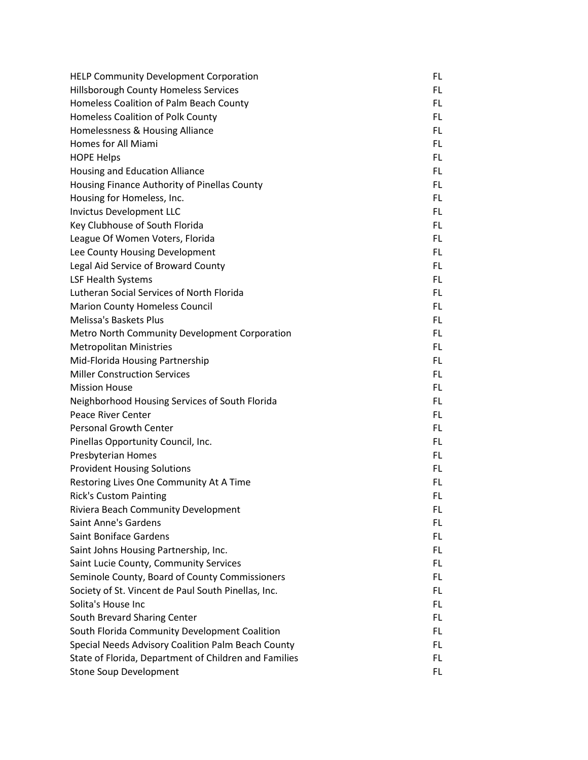| | |
|---|---|
| HELP Community Development Corporation | FL |
| Hillsborough County Homeless Services | FL |
| Homeless Coalition of Palm Beach County | FL |
| Homeless Coalition of Polk County | FL |
| Homelessness & Housing Alliance | FL |
| Homes for All Miami | FL |
| HOPE Helps | FL |
| Housing and Education Alliance | FL |
| Housing Finance Authority of Pinellas County | FL |
| Housing for Homeless, Inc. | FL |
| Invictus Development LLC | FL |
| Key Clubhouse of South Florida | FL |
| League Of Women Voters, Florida | FL |
| Lee County Housing Development | FL |
| Legal Aid Service of Broward County | FL |
| LSF Health Systems | FL |
| Lutheran Social Services of North Florida | FL |
| Marion County Homeless Council | FL |
| Melissa's Baskets Plus | FL |
| Metro North Community Development Corporation | FL |
| Metropolitan Ministries | FL |
| Mid-Florida Housing Partnership | FL |
| Miller Construction Services | FL |
| Mission House | FL |
| Neighborhood Housing Services of South Florida | FL |
| Peace River Center | FL |
| Personal Growth Center | FL |
| Pinellas Opportunity Council, Inc. | FL |
| Presbyterian Homes | FL |
| Provident Housing Solutions | FL |
| Restoring Lives One Community At A Time | FL |
| Rick's Custom Painting | FL |
| Riviera Beach Community Development | FL |
| Saint Anne's Gardens | FL |
| Saint Boniface Gardens | FL |
| Saint Johns Housing Partnership, Inc. | FL |
| Saint Lucie County, Community Services | FL |
| Seminole County, Board of County Commissioners | FL |
| Society of St. Vincent de Paul South Pinellas, Inc. | FL |
| Solita's House Inc | FL |
| South Brevard Sharing Center | FL |
| South Florida Community Development Coalition | FL |
| Special Needs Advisory Coalition Palm Beach County | FL |
| State of Florida, Department of Children and Families | FL |
| Stone Soup Development | FL |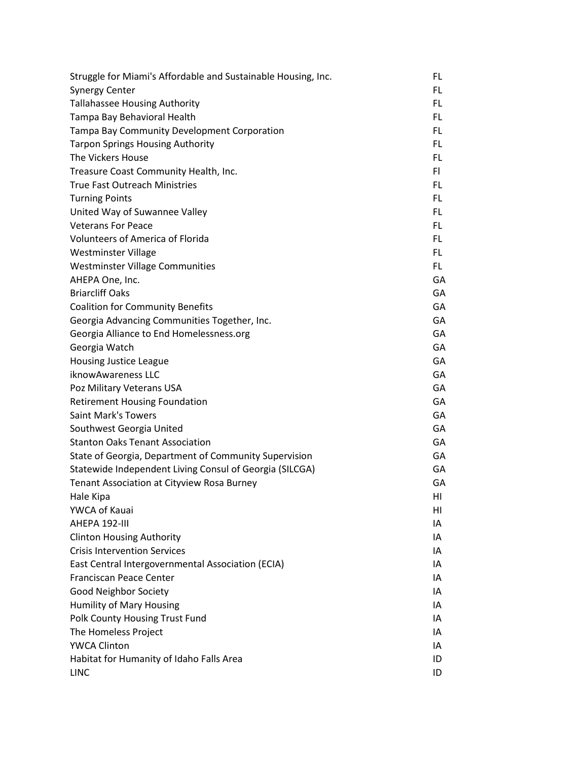| | |
|---|---|
| Struggle for Miami's Affordable and Sustainable Housing, Inc. | FL |
| Synergy Center | FL |
| Tallahassee Housing Authority | FL |
| Tampa Bay Behavioral Health | FL |
| Tampa Bay Community Development Corporation | FL |
| Tarpon Springs Housing Authority | FL |
| The Vickers House | FL |
| Treasure Coast Community Health, Inc. | Fl |
| True Fast Outreach Ministries | FL |
| Turning Points | FL |
| United Way of Suwannee Valley | FL |
| Veterans For Peace | FL |
| Volunteers of America of Florida | FL |
| Westminster Village | FL |
| Westminster Village Communities | FL |
| AHEPA One, Inc. | GA |
| Briarcliff Oaks | GA |
| Coalition for Community Benefits | GA |
| Georgia Advancing Communities Together, Inc. | GA |
| Georgia Alliance to End Homelessness.org | GA |
| Georgia Watch | GA |
| Housing Justice League | GA |
| iknowAwareness LLC | GA |
| Poz Military Veterans USA | GA |
| Retirement Housing Foundation | GA |
| Saint Mark's Towers | GA |
| Southwest Georgia United | GA |
| Stanton Oaks Tenant Association | GA |
| State of Georgia, Department of Community Supervision | GA |
| Statewide Independent Living Consul of Georgia (SILCGA) | GA |
| Tenant Association at Cityview Rosa Burney | GA |
| Hale Kipa | HI |
| YWCA of Kauai | HI |
| AHEPA 192-III | IA |
| Clinton Housing Authority | IA |
| Crisis Intervention Services | IA |
| East Central Intergovernmental Association (ECIA) | IA |
| Franciscan Peace Center | IA |
| Good Neighbor Society | IA |
| Humility of Mary Housing | IA |
| Polk County Housing Trust Fund | IA |
| The Homeless Project | IA |
| YWCA Clinton | IA |
| Habitat for Humanity of Idaho Falls Area | ID |
| LINC | ID |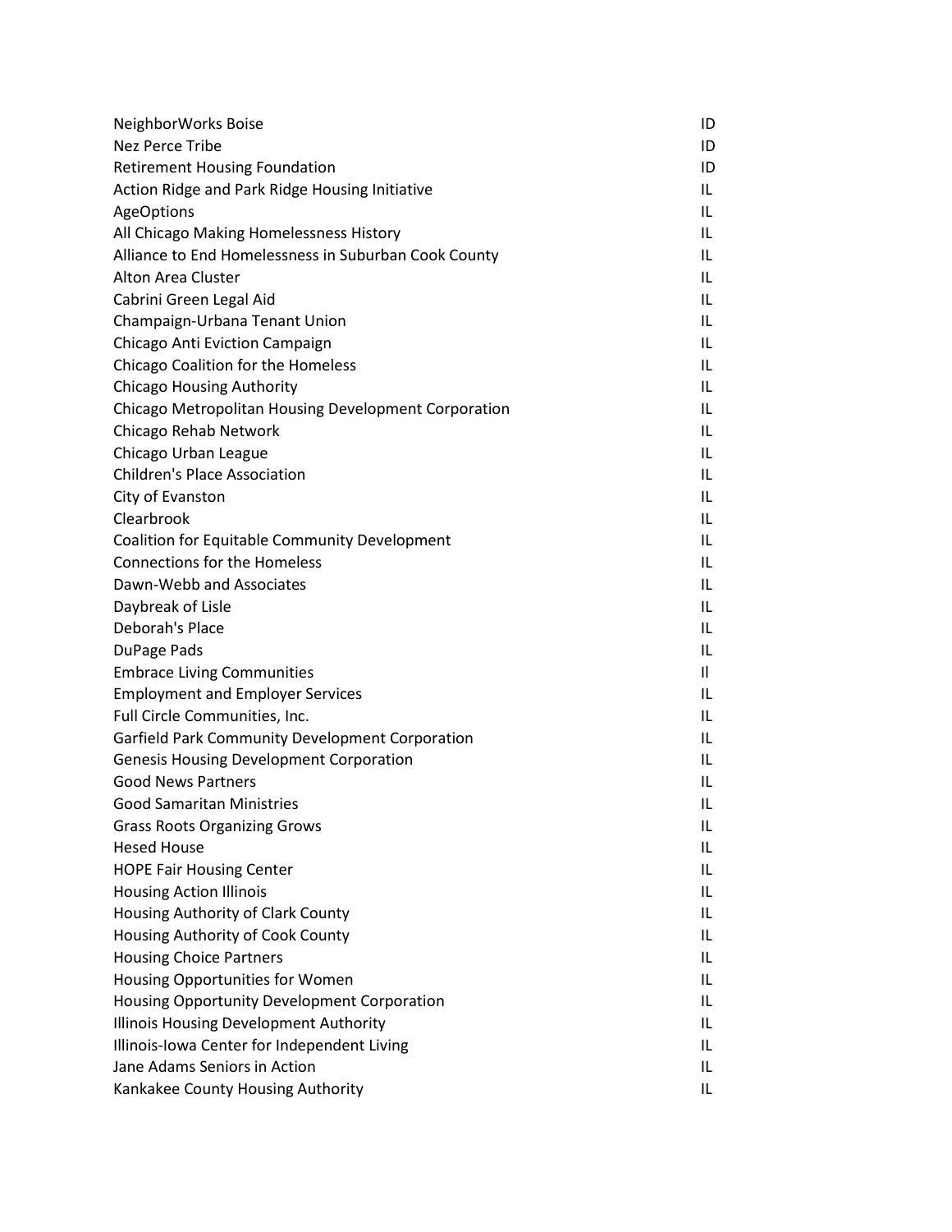| | |
|---|---|
| NeighborWorks Boise | ID |
| Nez Perce Tribe | ID |
| Retirement Housing Foundation | ID |
| Action Ridge and Park Ridge Housing Initiative | IL |
| AgeOptions | IL |
| All Chicago Making Homelessness History | IL |
| Alliance to End Homelessness in Suburban Cook County | IL |
| Alton Area Cluster | IL |
| Cabrini Green Legal Aid | IL |
| Champaign-Urbana Tenant Union | IL |
| Chicago Anti Eviction Campaign | IL |
| Chicago Coalition for the Homeless | IL |
| Chicago Housing Authority | IL |
| Chicago Metropolitan Housing Development Corporation | IL |
| Chicago Rehab Network | IL |
| Chicago Urban League | IL |
| Children's Place Association | IL |
| City of Evanston | IL |
| Clearbrook | IL |
| Coalition for Equitable Community Development | IL |
| Connections for the Homeless | IL |
| Dawn-Webb and Associates | IL |
| Daybreak of Lisle | IL |
| Deborah's Place | IL |
| DuPage Pads | IL |
| Embrace Living Communities | Il |
| Employment and Employer Services | IL |
| Full Circle Communities, Inc. | IL |
| Garfield Park Community Development Corporation | IL |
| Genesis Housing Development Corporation | IL |
| Good News Partners | IL |
| Good Samaritan Ministries | IL |
| Grass Roots Organizing Grows | IL |
| Hesed House | IL |
| HOPE Fair Housing Center | IL |
| Housing Action Illinois | IL |
| Housing Authority of Clark County | IL |
| Housing Authority of Cook County | IL |
| Housing Choice Partners | IL |
| Housing Opportunities for Women | IL |
| Housing Opportunity Development Corporation | IL |
| Illinois Housing Development Authority | IL |
| Illinois-Iowa Center for Independent Living | IL |
| Jane Adams Seniors in Action | IL |
| Kankakee County Housing Authority | IL |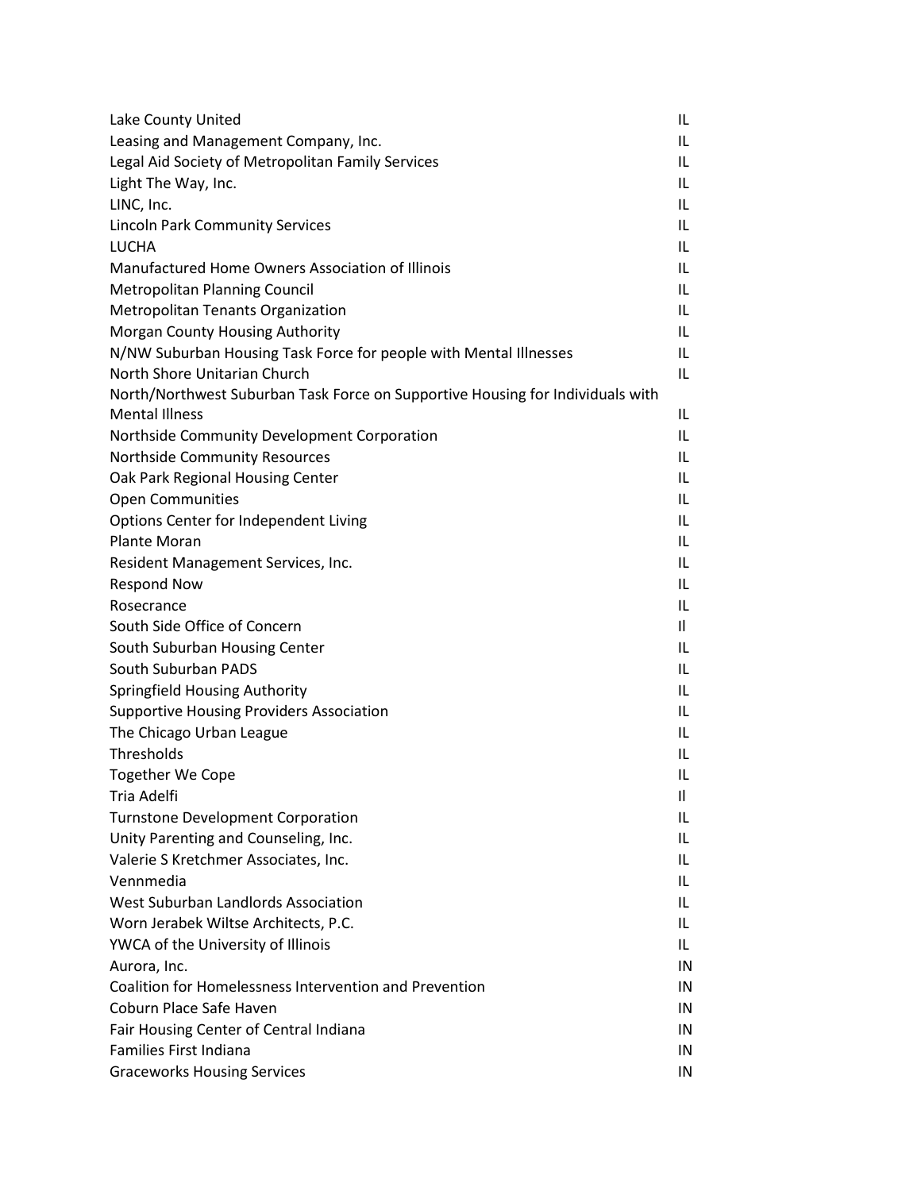| | |
|---|---|
| Lake County United | IL |
| Leasing and Management Company, Inc. | IL |
| Legal Aid Society of Metropolitan Family Services | IL |
| Light The Way, Inc. | IL |
| LINC, Inc. | IL |
| Lincoln Park Community Services | IL |
| LUCHA | IL |
| Manufactured Home Owners Association of Illinois | IL |
| Metropolitan Planning Council | IL |
| Metropolitan Tenants Organization | IL |
| Morgan County Housing Authority | IL |
| N/NW Suburban Housing Task Force for people with Mental Illnesses | IL |
| North Shore Unitarian Church | IL |
| North/Northwest Suburban Task Force on Supportive Housing for Individuals with Mental Illness | IL |
| Northside Community Development Corporation | IL |
| Northside Community Resources | IL |
| Oak Park Regional Housing Center | IL |
| Open Communities | IL |
| Options Center for Independent Living | IL |
| Plante Moran | IL |
| Resident Management Services, Inc. | IL |
| Respond Now | IL |
| Rosecrance | IL |
| South Side Office of Concern | Il |
| South Suburban Housing Center | IL |
| South Suburban PADS | IL |
| Springfield Housing Authority | IL |
| Supportive Housing Providers Association | IL |
| The Chicago Urban League | IL |
| Thresholds | IL |
| Together We Cope | IL |
| Tria Adelfi | Il |
| Turnstone Development Corporation | IL |
| Unity Parenting and Counseling, Inc. | IL |
| Valerie S Kretchmer Associates, Inc. | IL |
| Vennmedia | IL |
| West Suburban Landlords Association | IL |
| Worn Jerabek Wiltse Architects, P.C. | IL |
| YWCA of the University of Illinois | IL |
| Aurora, Inc. | IN |
| Coalition for Homelessness Intervention and Prevention | IN |
| Coburn Place Safe Haven | IN |
| Fair Housing Center of Central Indiana | IN |
| Families First Indiana | IN |
| Graceworks Housing Services | IN |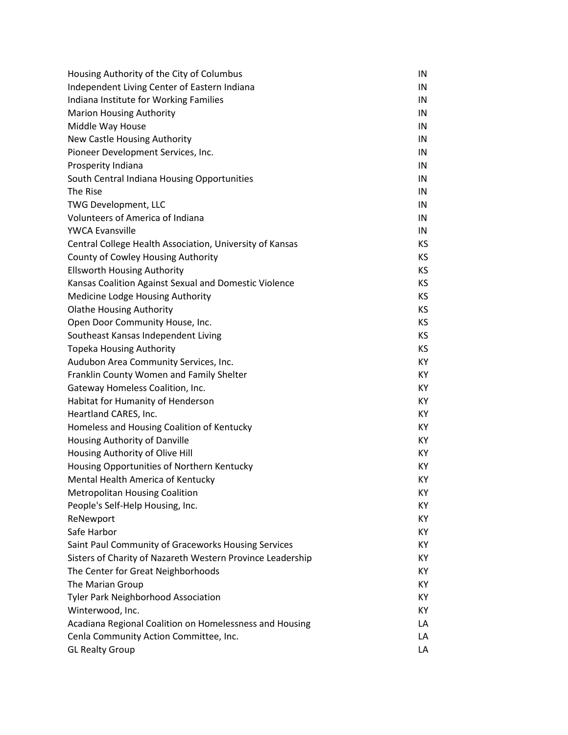| | |
|---|---|
| Housing Authority of the City of Columbus | IN |
| Independent Living Center of Eastern Indiana | IN |
| Indiana Institute for Working Families | IN |
| Marion Housing Authority | IN |
| Middle Way House | IN |
| New Castle Housing Authority | IN |
| Pioneer Development Services, Inc. | IN |
| Prosperity Indiana | IN |
| South Central Indiana Housing Opportunities | IN |
| The Rise | IN |
| TWG Development, LLC | IN |
| Volunteers of America of Indiana | IN |
| YWCA Evansville | IN |
| Central College Health Association, University of Kansas | KS |
| County of Cowley Housing Authority | KS |
| Ellsworth Housing Authority | KS |
| Kansas Coalition Against Sexual and Domestic Violence | KS |
| Medicine Lodge Housing Authority | KS |
| Olathe Housing Authority | KS |
| Open Door Community House, Inc. | KS |
| Southeast Kansas Independent Living | KS |
| Topeka Housing Authority | KS |
| Audubon Area Community Services, Inc. | KY |
| Franklin County Women and Family Shelter | KY |
| Gateway Homeless Coalition, Inc. | KY |
| Habitat for Humanity of Henderson | KY |
| Heartland CARES, Inc. | KY |
| Homeless and Housing Coalition of Kentucky | KY |
| Housing Authority of Danville | KY |
| Housing Authority of Olive Hill | KY |
| Housing Opportunities of Northern Kentucky | KY |
| Mental Health America of Kentucky | KY |
| Metropolitan Housing Coalition | KY |
| People's Self-Help Housing, Inc. | KY |
| ReNewport | KY |
| Safe Harbor | KY |
| Saint Paul Community of Graceworks Housing Services | KY |
| Sisters of Charity of Nazareth Western Province Leadership | KY |
| The Center for Great Neighborhoods | KY |
| The Marian Group | KY |
| Tyler Park Neighborhood Association | KY |
| Winterwood, Inc. | KY |
| Acadiana Regional Coalition on Homelessness and Housing | LA |
| Cenla Community Action Committee, Inc. | LA |
| GL Realty Group | LA |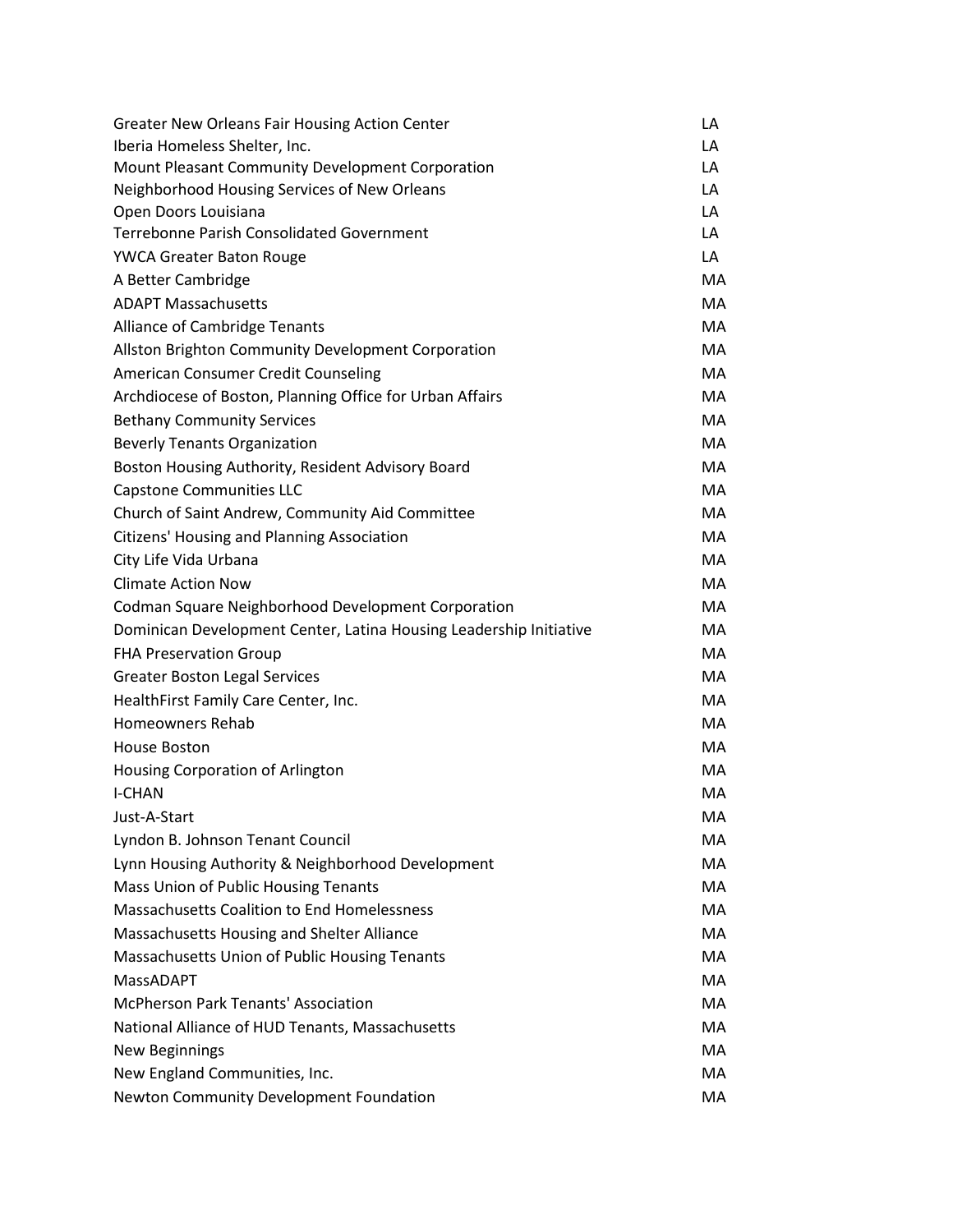| | |
|---|---|
| Greater New Orleans Fair Housing Action Center | LA |
| Iberia Homeless Shelter, Inc. | LA |
| Mount Pleasant Community Development Corporation | LA |
| Neighborhood Housing Services of New Orleans | LA |
| Open Doors Louisiana | LA |
| Terrebonne Parish Consolidated Government | LA |
| YWCA Greater Baton Rouge | LA |
| A Better Cambridge | MA |
| ADAPT Massachusetts | MA |
| Alliance of Cambridge Tenants | MA |
| Allston Brighton Community Development Corporation | MA |
| American Consumer Credit Counseling | MA |
| Archdiocese of Boston, Planning Office for Urban Affairs | MA |
| Bethany Community Services | MA |
| Beverly Tenants Organization | MA |
| Boston Housing Authority, Resident Advisory Board | MA |
| Capstone Communities LLC | MA |
| Church of Saint Andrew, Community Aid Committee | MA |
| Citizens' Housing and Planning Association | MA |
| City Life Vida Urbana | MA |
| Climate Action Now | MA |
| Codman Square Neighborhood Development Corporation | MA |
| Dominican Development Center, Latina Housing Leadership Initiative | MA |
| FHA Preservation Group | MA |
| Greater Boston Legal Services | MA |
| HealthFirst Family Care Center, Inc. | MA |
| Homeowners Rehab | MA |
| House Boston | MA |
| Housing Corporation of Arlington | MA |
| I-CHAN | MA |
| Just-A-Start | MA |
| Lyndon B. Johnson Tenant Council | MA |
| Lynn Housing Authority & Neighborhood Development | MA |
| Mass Union of Public Housing Tenants | MA |
| Massachusetts Coalition to End Homelessness | MA |
| Massachusetts Housing and Shelter Alliance | MA |
| Massachusetts Union of Public Housing Tenants | MA |
| MassADAPT | MA |
| McPherson Park Tenants' Association | MA |
| National Alliance of HUD Tenants, Massachusetts | MA |
| New Beginnings | MA |
| New England Communities, Inc. | MA |
| Newton Community Development Foundation | MA |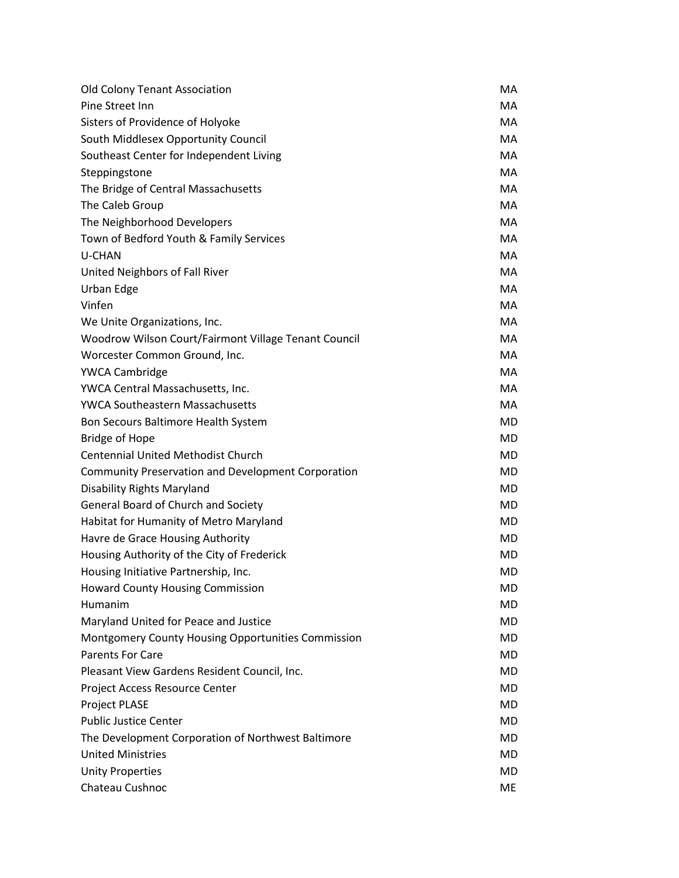| | |
|---|---|
| Old Colony Tenant Association | MA |
| Pine Street Inn | MA |
| Sisters of Providence of Holyoke | MA |
| South Middlesex Opportunity Council | MA |
| Southeast Center for Independent Living | MA |
| Steppingstone | MA |
| The Bridge of Central Massachusetts | MA |
| The Caleb Group | MA |
| The Neighborhood Developers | MA |
| Town of Bedford Youth & Family Services | MA |
| U-CHAN | MA |
| United Neighbors of Fall River | MA |
| Urban Edge | MA |
| Vinfen | MA |
| We Unite Organizations, Inc. | MA |
| Woodrow Wilson Court/Fairmont Village Tenant Council | MA |
| Worcester Common Ground, Inc. | MA |
| YWCA Cambridge | MA |
| YWCA Central Massachusetts, Inc. | MA |
| YWCA Southeastern Massachusetts | MA |
| Bon Secours Baltimore Health System | MD |
| Bridge of Hope | MD |
| Centennial United Methodist Church | MD |
| Community Preservation and Development Corporation | MD |
| Disability Rights Maryland | MD |
| General Board of Church and Society | MD |
| Habitat for Humanity of Metro Maryland | MD |
| Havre de Grace Housing Authority | MD |
| Housing Authority of the City of Frederick | MD |
| Housing Initiative Partnership, Inc. | MD |
| Howard County Housing Commission | MD |
| Humanim | MD |
| Maryland United for Peace and Justice | MD |
| Montgomery County Housing Opportunities Commission | MD |
| Parents For Care | MD |
| Pleasant View Gardens Resident Council, Inc. | MD |
| Project Access Resource Center | MD |
| Project PLASE | MD |
| Public Justice Center | MD |
| The Development Corporation of Northwest Baltimore | MD |
| United Ministries | MD |
| Unity Properties | MD |
| Chateau Cushnoc | ME |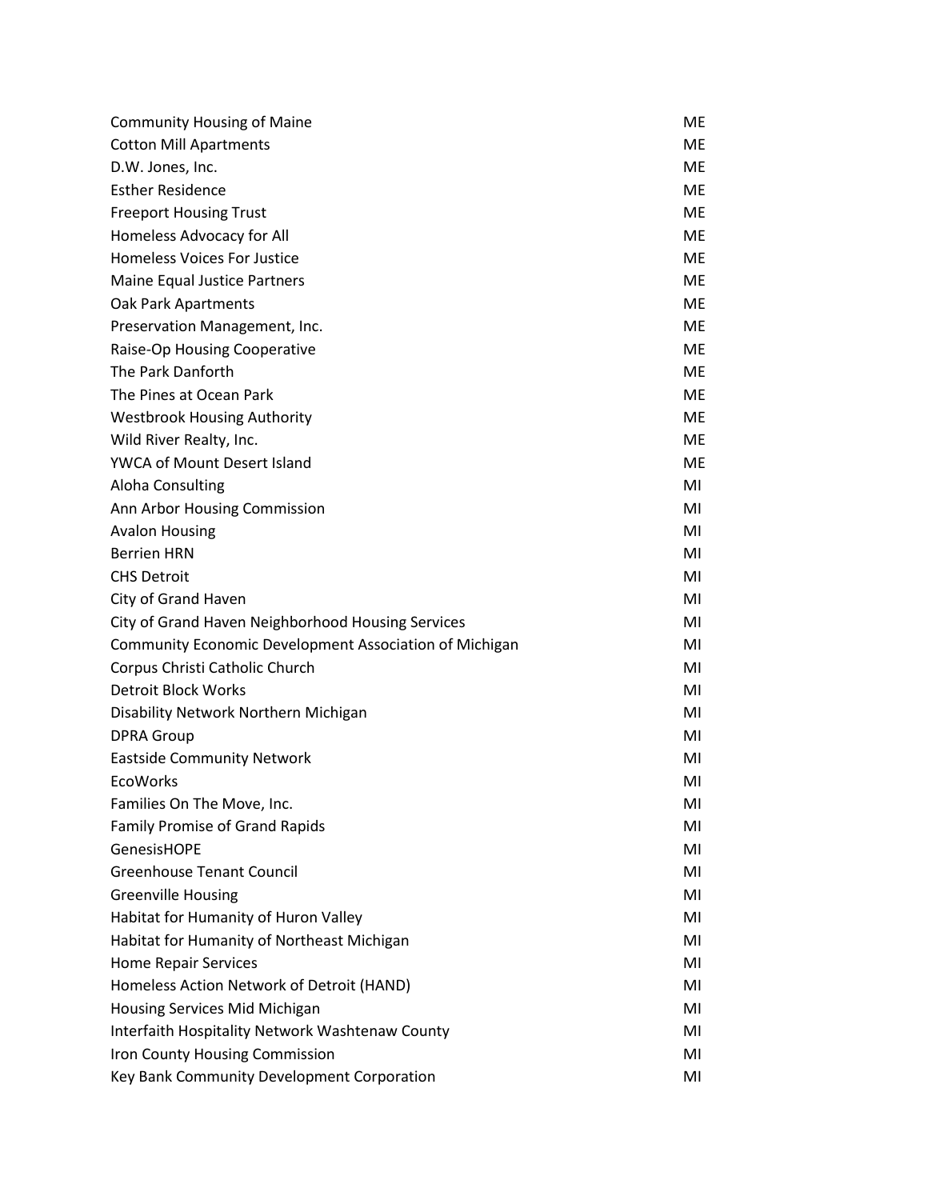| | |
|---|---|
| Community Housing of Maine | ME |
| Cotton Mill Apartments | ME |
| D.W. Jones, Inc. | ME |
| Esther Residence | ME |
| Freeport Housing Trust | ME |
| Homeless Advocacy for All | ME |
| Homeless Voices For Justice | ME |
| Maine Equal Justice Partners | ME |
| Oak Park Apartments | ME |
| Preservation Management, Inc. | ME |
| Raise-Op Housing Cooperative | ME |
| The Park Danforth | ME |
| The Pines at Ocean Park | ME |
| Westbrook Housing Authority | ME |
| Wild River Realty, Inc. | ME |
| YWCA of Mount Desert Island | ME |
| Aloha Consulting | MI |
| Ann Arbor Housing Commission | MI |
| Avalon Housing | MI |
| Berrien HRN | MI |
| CHS Detroit | MI |
| City of Grand Haven | MI |
| City of Grand Haven Neighborhood Housing Services | MI |
| Community Economic Development Association of Michigan | MI |
| Corpus Christi Catholic Church | MI |
| Detroit Block Works | MI |
| Disability Network Northern Michigan | MI |
| DPRA Group | MI |
| Eastside Community Network | MI |
| EcoWorks | MI |
| Families On The Move, Inc. | MI |
| Family Promise of Grand Rapids | MI |
| GenesisHOPE | MI |
| Greenhouse Tenant Council | MI |
| Greenville Housing | MI |
| Habitat for Humanity of Huron Valley | MI |
| Habitat for Humanity of Northeast Michigan | MI |
| Home Repair Services | MI |
| Homeless Action Network of Detroit (HAND) | MI |
| Housing Services Mid Michigan | MI |
| Interfaith Hospitality Network Washtenaw County | MI |
| Iron County Housing Commission | MI |
| Key Bank Community Development Corporation | MI |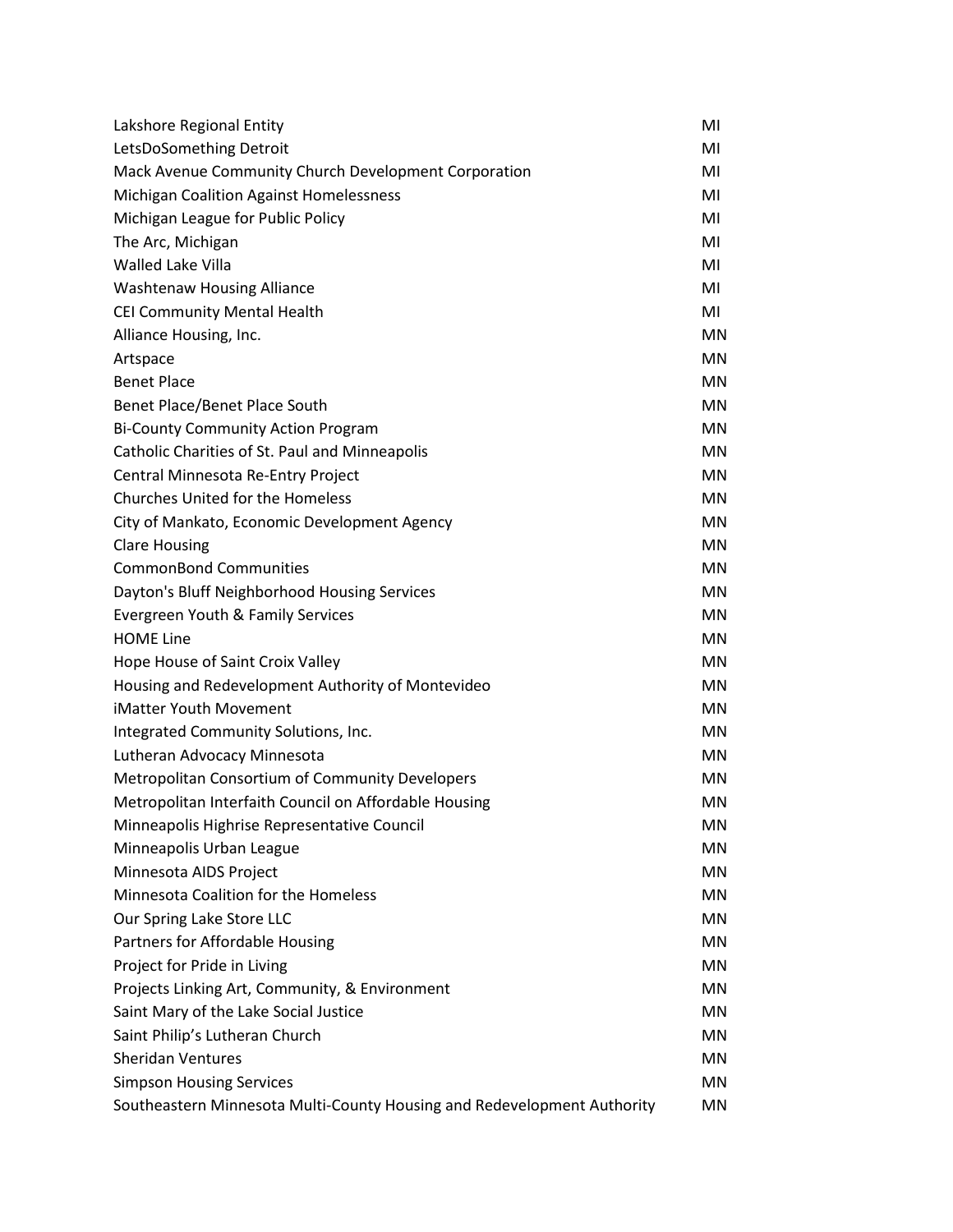| | |
|---|---|
| Lakshore Regional Entity | MI |
| LetsDoSomething Detroit | MI |
| Mack Avenue Community Church Development Corporation | MI |
| Michigan Coalition Against Homelessness | MI |
| Michigan League for Public Policy | MI |
| The Arc, Michigan | MI |
| Walled Lake Villa | MI |
| Washtenaw Housing Alliance | MI |
| CEI Community Mental Health | MI |
| Alliance Housing, Inc. | MN |
| Artspace | MN |
| Benet Place | MN |
| Benet Place/Benet Place South | MN |
| Bi-County Community Action Program | MN |
| Catholic Charities of St. Paul and Minneapolis | MN |
| Central Minnesota Re-Entry Project | MN |
| Churches United for the Homeless | MN |
| City of Mankato, Economic Development Agency | MN |
| Clare Housing | MN |
| CommonBond Communities | MN |
| Dayton's Bluff Neighborhood Housing Services | MN |
| Evergreen Youth & Family Services | MN |
| HOME Line | MN |
| Hope House of Saint Croix Valley | MN |
| Housing and Redevelopment Authority of Montevideo | MN |
| iMatter Youth Movement | MN |
| Integrated Community Solutions, Inc. | MN |
| Lutheran Advocacy Minnesota | MN |
| Metropolitan Consortium of Community Developers | MN |
| Metropolitan Interfaith Council on Affordable Housing | MN |
| Minneapolis Highrise Representative Council | MN |
| Minneapolis Urban League | MN |
| Minnesota AIDS Project | MN |
| Minnesota Coalition for the Homeless | MN |
| Our Spring Lake Store LLC | MN |
| Partners for Affordable Housing | MN |
| Project for Pride in Living | MN |
| Projects Linking Art, Community, & Environment | MN |
| Saint Mary of the Lake Social Justice | MN |
| Saint Philip’s Lutheran Church | MN |
| Sheridan Ventures | MN |
| Simpson Housing Services | MN |
| Southeastern Minnesota Multi-County Housing and Redevelopment Authority | MN |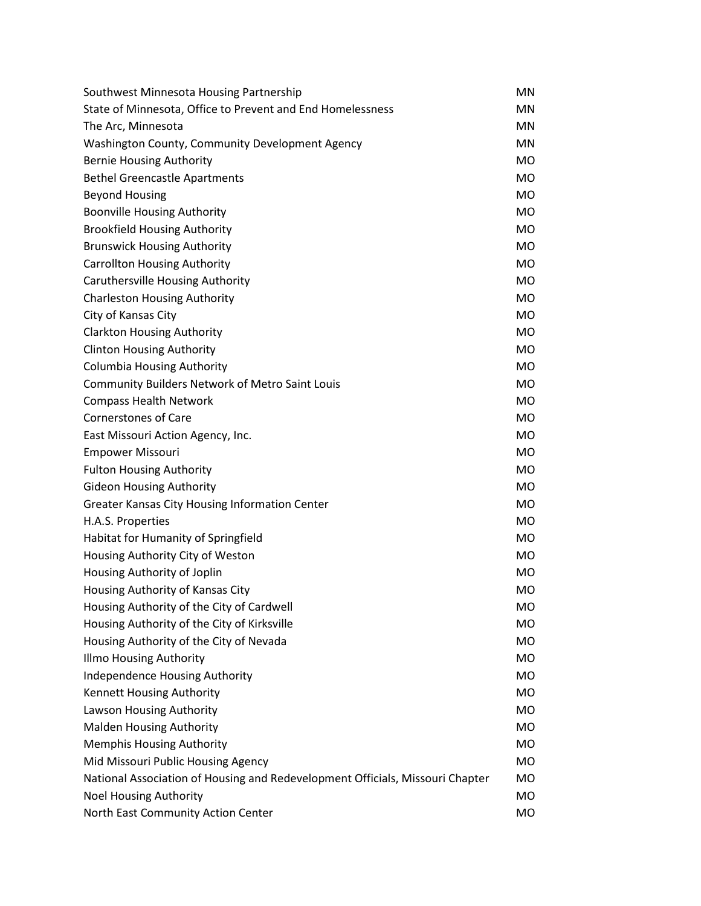| | |
|---|---|
| Southwest Minnesota Housing Partnership | MN |
| State of Minnesota, Office to Prevent and End Homelessness | MN |
| The Arc, Minnesota | MN |
| Washington County, Community Development Agency | MN |
| Bernie Housing Authority | MO |
| Bethel Greencastle Apartments | MO |
| Beyond Housing | MO |
| Boonville Housing Authority | MO |
| Brookfield Housing Authority | MO |
| Brunswick Housing Authority | MO |
| Carrollton Housing Authority | MO |
| Caruthersville Housing Authority | MO |
| Charleston Housing Authority | MO |
| City of Kansas City | MO |
| Clarkton Housing Authority | MO |
| Clinton Housing Authority | MO |
| Columbia Housing Authority | MO |
| Community Builders Network of Metro Saint Louis | MO |
| Compass Health Network | MO |
| Cornerstones of Care | MO |
| East Missouri Action Agency, Inc. | MO |
| Empower Missouri | MO |
| Fulton Housing Authority | MO |
| Gideon Housing Authority | MO |
| Greater Kansas City Housing Information Center | MO |
| H.A.S. Properties | MO |
| Habitat for Humanity of Springfield | MO |
| Housing Authority City of Weston | MO |
| Housing Authority of Joplin | MO |
| Housing Authority of Kansas City | MO |
| Housing Authority of the City of Cardwell | MO |
| Housing Authority of the City of Kirksville | MO |
| Housing Authority of the City of Nevada | MO |
| Illmo Housing Authority | MO |
| Independence Housing Authority | MO |
| Kennett Housing Authority | MO |
| Lawson Housing Authority | MO |
| Malden Housing Authority | MO |
| Memphis Housing Authority | MO |
| Mid Missouri Public Housing Agency | MO |
| National Association of Housing and Redevelopment Officials, Missouri Chapter | MO |
| Noel Housing Authority | MO |
| North East Community Action Center | MO |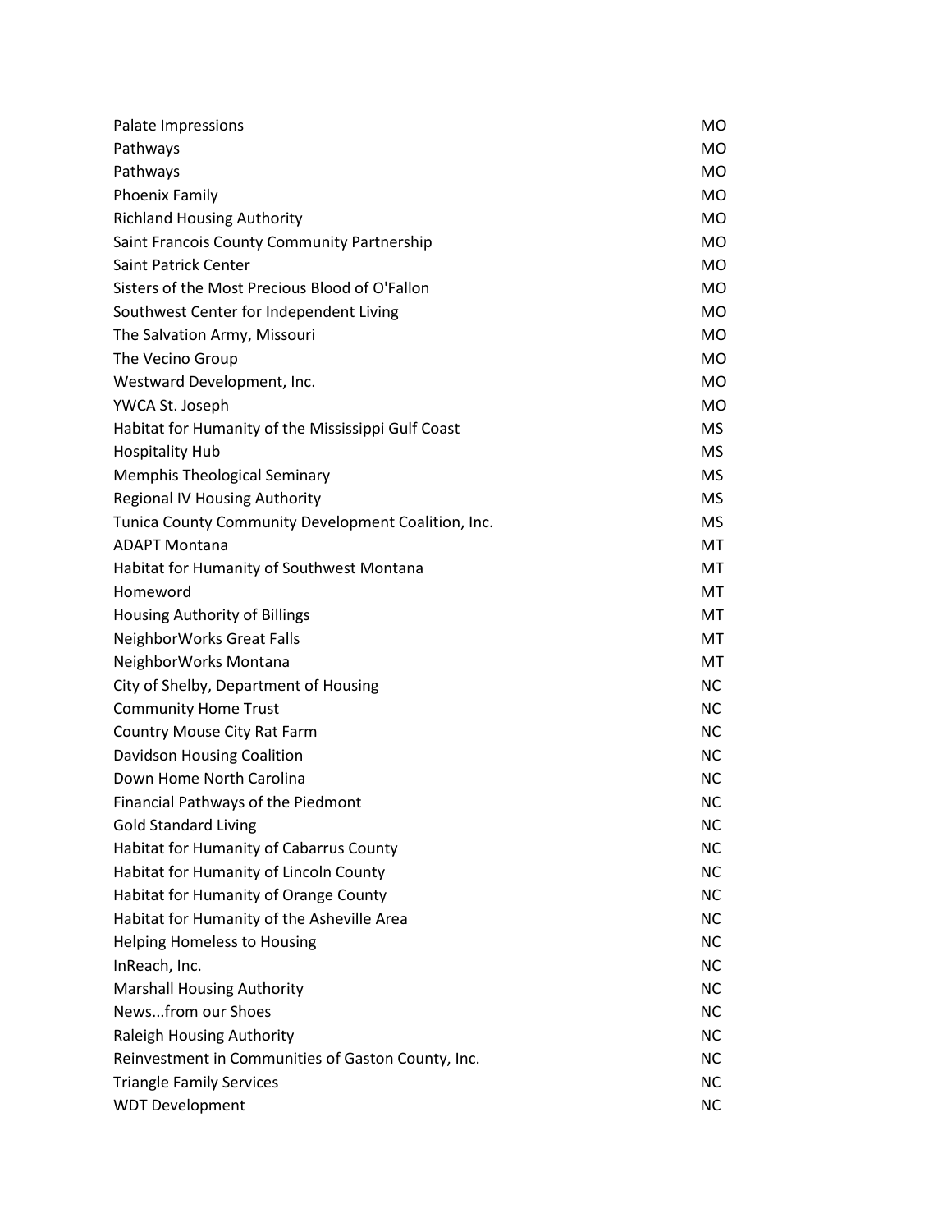| | |
|---|---|
| Palate Impressions | MO |
| Pathways | MO |
| Pathways | MO |
| Phoenix Family | MO |
| Richland Housing Authority | MO |
| Saint Francois County Community Partnership | MO |
| Saint Patrick Center | MO |
| Sisters of the Most Precious Blood of O'Fallon | MO |
| Southwest Center for Independent Living | MO |
| The Salvation Army, Missouri | MO |
| The Vecino Group | MO |
| Westward Development, Inc. | MO |
| YWCA St. Joseph | MO |
| Habitat for Humanity of the Mississippi Gulf Coast | MS |
| Hospitality Hub | MS |
| Memphis Theological Seminary | MS |
| Regional IV Housing Authority | MS |
| Tunica County Community Development Coalition, Inc. | MS |
| ADAPT Montana | MT |
| Habitat for Humanity of Southwest Montana | MT |
| Homeword | MT |
| Housing Authority of Billings | MT |
| NeighborWorks Great Falls | MT |
| NeighborWorks Montana | MT |
| City of Shelby, Department of Housing | NC |
| Community Home Trust | NC |
| Country Mouse City Rat Farm | NC |
| Davidson Housing Coalition | NC |
| Down Home North Carolina | NC |
| Financial Pathways of the Piedmont | NC |
| Gold Standard Living | NC |
| Habitat for Humanity of Cabarrus County | NC |
| Habitat for Humanity of Lincoln County | NC |
| Habitat for Humanity of Orange County | NC |
| Habitat for Humanity of the Asheville Area | NC |
| Helping Homeless to Housing | NC |
| InReach, Inc. | NC |
| Marshall Housing Authority | NC |
| News...from our Shoes | NC |
| Raleigh Housing Authority | NC |
| Reinvestment in Communities of Gaston County, Inc. | NC |
| Triangle Family Services | NC |
| WDT Development | NC |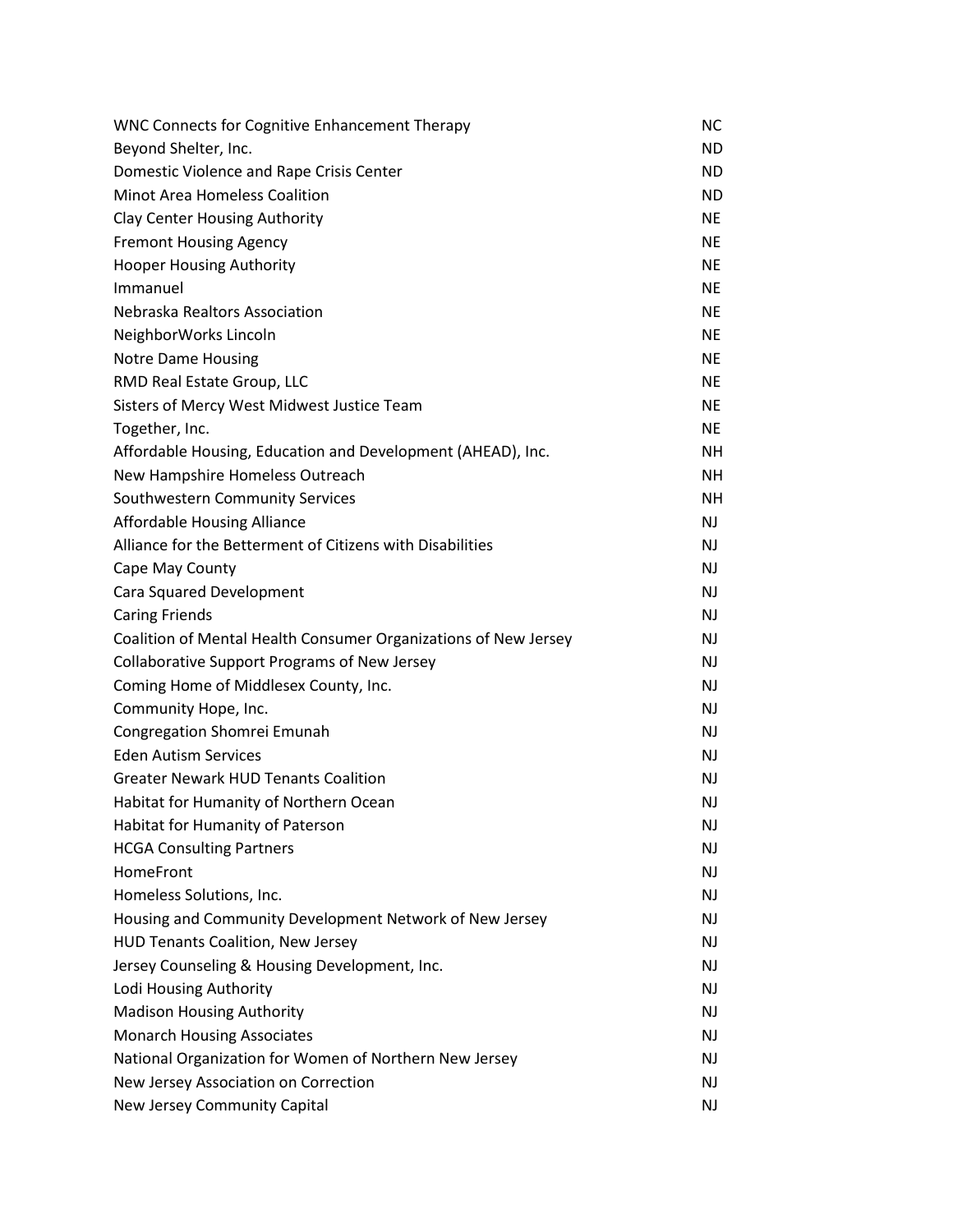| | |
|---|---|
| WNC Connects for Cognitive Enhancement Therapy | NC |
| Beyond Shelter, Inc. | ND |
| Domestic Violence and Rape Crisis Center | ND |
| Minot Area Homeless Coalition | ND |
| Clay Center Housing Authority | NE |
| Fremont Housing Agency | NE |
| Hooper Housing Authority | NE |
| Immanuel | NE |
| Nebraska Realtors Association | NE |
| NeighborWorks Lincoln | NE |
| Notre Dame Housing | NE |
| RMD Real Estate Group, LLC | NE |
| Sisters of Mercy West Midwest Justice Team | NE |
| Together, Inc. | NE |
| Affordable Housing, Education and Development (AHEAD), Inc. | NH |
| New Hampshire Homeless Outreach | NH |
| Southwestern Community Services | NH |
| Affordable Housing Alliance | NJ |
| Alliance for the Betterment of Citizens with Disabilities | NJ |
| Cape May County | NJ |
| Cara Squared Development | NJ |
| Caring Friends | NJ |
| Coalition of Mental Health Consumer Organizations of New Jersey | NJ |
| Collaborative Support Programs of New Jersey | NJ |
| Coming Home of Middlesex County, Inc. | NJ |
| Community Hope, Inc. | NJ |
| Congregation Shomrei Emunah | NJ |
| Eden Autism Services | NJ |
| Greater Newark HUD Tenants Coalition | NJ |
| Habitat for Humanity of Northern Ocean | NJ |
| Habitat for Humanity of Paterson | NJ |
| HCGA Consulting Partners | NJ |
| HomeFront | NJ |
| Homeless Solutions, Inc. | NJ |
| Housing and Community Development Network of New Jersey | NJ |
| HUD Tenants Coalition, New Jersey | NJ |
| Jersey Counseling & Housing Development, Inc. | NJ |
| Lodi Housing Authority | NJ |
| Madison Housing Authority | NJ |
| Monarch Housing Associates | NJ |
| National Organization for Women of Northern New Jersey | NJ |
| New Jersey Association on Correction | NJ |
| New Jersey Community Capital | NJ |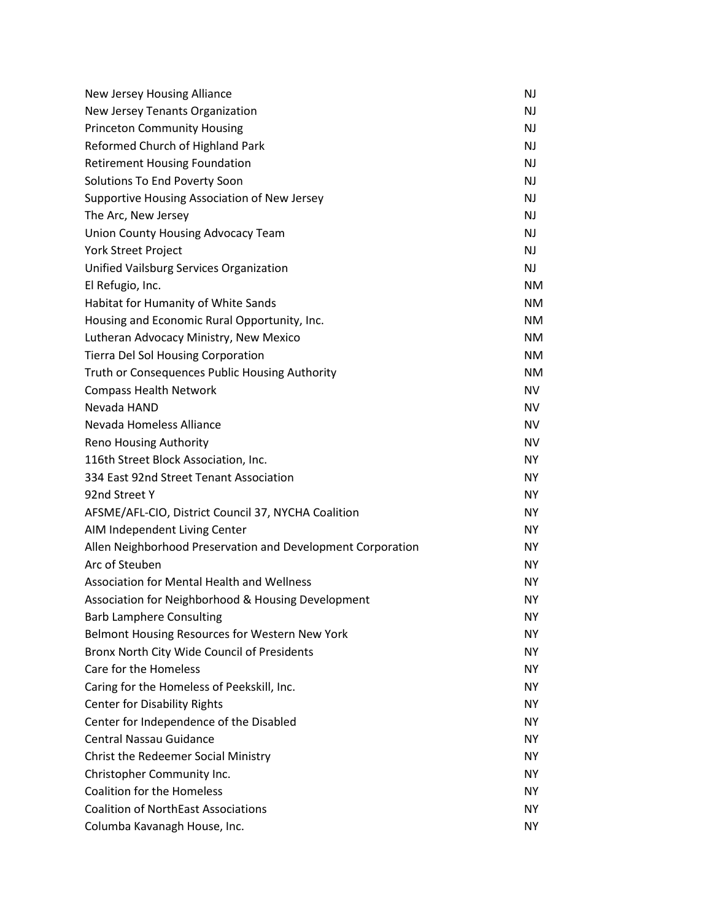| | |
|---|---|
| New Jersey Housing Alliance | NJ |
| New Jersey Tenants Organization | NJ |
| Princeton Community Housing | NJ |
| Reformed Church of Highland Park | NJ |
| Retirement Housing Foundation | NJ |
| Solutions To End Poverty Soon | NJ |
| Supportive Housing Association of New Jersey | NJ |
| The Arc, New Jersey | NJ |
| Union County Housing Advocacy Team | NJ |
| York Street Project | NJ |
| Unified Vailsburg Services Organization | NJ |
| El Refugio, Inc. | NM |
| Habitat for Humanity of White Sands | NM |
| Housing and Economic Rural Opportunity, Inc. | NM |
| Lutheran Advocacy Ministry, New Mexico | NM |
| Tierra Del Sol Housing Corporation | NM |
| Truth or Consequences Public Housing Authority | NM |
| Compass Health Network | NV |
| Nevada HAND | NV |
| Nevada Homeless Alliance | NV |
| Reno Housing Authority | NV |
| 116th Street Block Association, Inc. | NY |
| 334 East 92nd Street Tenant Association | NY |
| 92nd Street Y | NY |
| AFSME/AFL-CIO, District Council 37, NYCHA Coalition | NY |
| AIM Independent Living Center | NY |
| Allen Neighborhood Preservation and Development Corporation | NY |
| Arc of Steuben | NY |
| Association for Mental Health and Wellness | NY |
| Association for Neighborhood & Housing Development | NY |
| Barb Lamphere Consulting | NY |
| Belmont Housing Resources for Western New York | NY |
| Bronx North City Wide Council of Presidents | NY |
| Care for the Homeless | NY |
| Caring for the Homeless of Peekskill, Inc. | NY |
| Center for Disability Rights | NY |
| Center for Independence of the Disabled | NY |
| Central Nassau Guidance | NY |
| Christ the Redeemer Social Ministry | NY |
| Christopher Community Inc. | NY |
| Coalition for the Homeless | NY |
| Coalition of NorthEast Associations | NY |
| Columba Kavanagh House, Inc. | NY |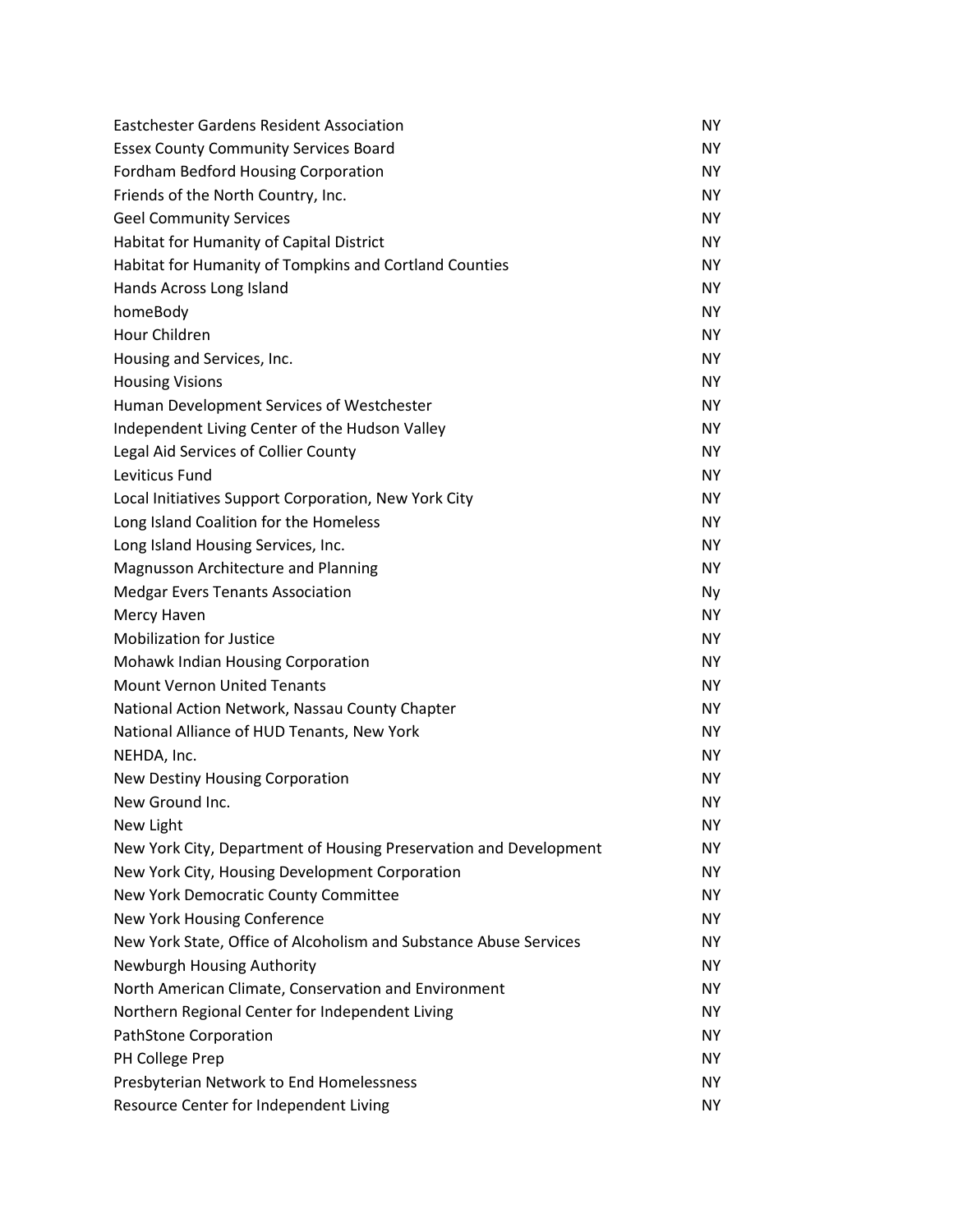| | |
|---|---|
| Eastchester Gardens Resident Association | NY |
| Essex County Community Services Board | NY |
| Fordham Bedford Housing Corporation | NY |
| Friends of the North Country, Inc. | NY |
| Geel Community Services | NY |
| Habitat for Humanity of Capital District | NY |
| Habitat for Humanity of Tompkins and Cortland Counties | NY |
| Hands Across Long Island | NY |
| homeBody | NY |
| Hour Children | NY |
| Housing and Services, Inc. | NY |
| Housing Visions | NY |
| Human Development Services of Westchester | NY |
| Independent Living Center of the Hudson Valley | NY |
| Legal Aid Services of Collier County | NY |
| Leviticus Fund | NY |
| Local Initiatives Support Corporation, New York City | NY |
| Long Island Coalition for the Homeless | NY |
| Long Island Housing Services, Inc. | NY |
| Magnusson Architecture and Planning | NY |
| Medgar Evers Tenants Association | Ny |
| Mercy Haven | NY |
| Mobilization for Justice | NY |
| Mohawk Indian Housing Corporation | NY |
| Mount Vernon United Tenants | NY |
| National Action Network, Nassau County Chapter | NY |
| National Alliance of HUD Tenants, New York | NY |
| NEHDA, Inc. | NY |
| New Destiny Housing Corporation | NY |
| New Ground Inc. | NY |
| New Light | NY |
| New York City, Department of Housing Preservation and Development | NY |
| New York City, Housing Development Corporation | NY |
| New York Democratic County Committee | NY |
| New York Housing Conference | NY |
| New York State, Office of Alcoholism and Substance Abuse Services | NY |
| Newburgh Housing Authority | NY |
| North American Climate, Conservation and Environment | NY |
| Northern Regional Center for Independent Living | NY |
| PathStone Corporation | NY |
| PH College Prep | NY |
| Presbyterian Network to End Homelessness | NY |
| Resource Center for Independent Living | NY |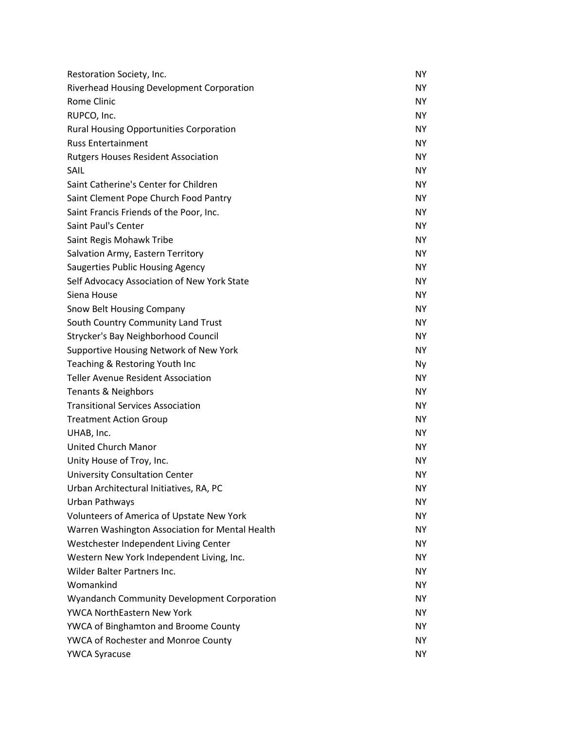| | |
|---|---|
| Restoration Society, Inc. | NY |
| Riverhead Housing Development Corporation | NY |
| Rome Clinic | NY |
| RUPCO, Inc. | NY |
| Rural Housing Opportunities Corporation | NY |
| Russ Entertainment | NY |
| Rutgers Houses Resident Association | NY |
| SAIL | NY |
| Saint Catherine's Center for Children | NY |
| Saint Clement Pope Church Food Pantry | NY |
| Saint Francis Friends of the Poor, Inc. | NY |
| Saint Paul's Center | NY |
| Saint Regis Mohawk Tribe | NY |
| Salvation Army, Eastern Territory | NY |
| Saugerties Public Housing Agency | NY |
| Self Advocacy Association of New York State | NY |
| Siena House | NY |
| Snow Belt Housing Company | NY |
| South Country Community Land Trust | NY |
| Strycker's Bay Neighborhood Council | NY |
| Supportive Housing Network of New York | NY |
| Teaching & Restoring Youth Inc | Ny |
| Teller Avenue Resident Association | NY |
| Tenants & Neighbors | NY |
| Transitional Services Association | NY |
| Treatment Action Group | NY |
| UHAB, Inc. | NY |
| United Church Manor | NY |
| Unity House of Troy, Inc. | NY |
| University Consultation Center | NY |
| Urban Architectural Initiatives, RA, PC | NY |
| Urban Pathways | NY |
| Volunteers of America of Upstate New York | NY |
| Warren Washington Association for Mental Health | NY |
| Westchester Independent Living Center | NY |
| Western New York Independent Living, Inc. | NY |
| Wilder Balter Partners Inc. | NY |
| Womankind | NY |
| Wyandanch Community Development Corporation | NY |
| YWCA NorthEastern New York | NY |
| YWCA of Binghamton and Broome County | NY |
| YWCA of Rochester and Monroe County | NY |
| YWCA Syracuse | NY |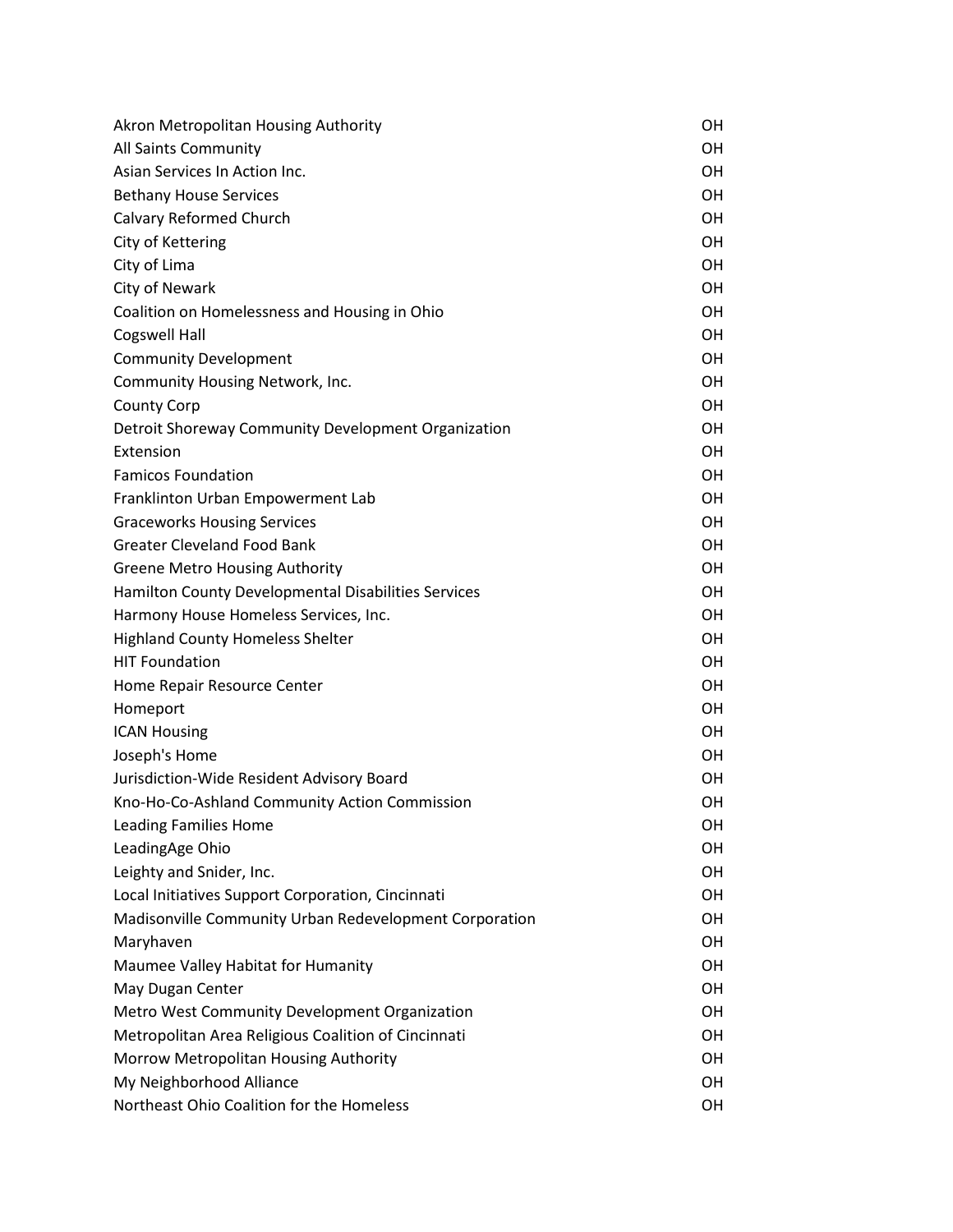| | |
|---|---|
| Akron Metropolitan Housing Authority | OH |
| All Saints Community | OH |
| Asian Services In Action Inc. | OH |
| Bethany House Services | OH |
| Calvary Reformed Church | OH |
| City of Kettering | OH |
| City of Lima | OH |
| City of Newark | OH |
| Coalition on Homelessness and Housing in Ohio | OH |
| Cogswell Hall | OH |
| Community Development | OH |
| Community Housing Network, Inc. | OH |
| County Corp | OH |
| Detroit Shoreway Community Development Organization | OH |
| Extension | OH |
| Famicos Foundation | OH |
| Franklinton Urban Empowerment Lab | OH |
| Graceworks Housing Services | OH |
| Greater Cleveland Food Bank | OH |
| Greene Metro Housing Authority | OH |
| Hamilton County Developmental Disabilities Services | OH |
| Harmony House Homeless Services, Inc. | OH |
| Highland County Homeless Shelter | OH |
| HIT Foundation | OH |
| Home Repair Resource Center | OH |
| Homeport | OH |
| ICAN Housing | OH |
| Joseph's Home | OH |
| Jurisdiction-Wide Resident Advisory Board | OH |
| Kno-Ho-Co-Ashland Community Action Commission | OH |
| Leading Families Home | OH |
| LeadingAge Ohio | OH |
| Leighty and Snider, Inc. | OH |
| Local Initiatives Support Corporation, Cincinnati | OH |
| Madisonville Community Urban Redevelopment Corporation | OH |
| Maryhaven | OH |
| Maumee Valley Habitat for Humanity | OH |
| May Dugan Center | OH |
| Metro West Community Development Organization | OH |
| Metropolitan Area Religious Coalition of Cincinnati | OH |
| Morrow Metropolitan Housing Authority | OH |
| My Neighborhood Alliance | OH |
| Northeast Ohio Coalition for the Homeless | OH |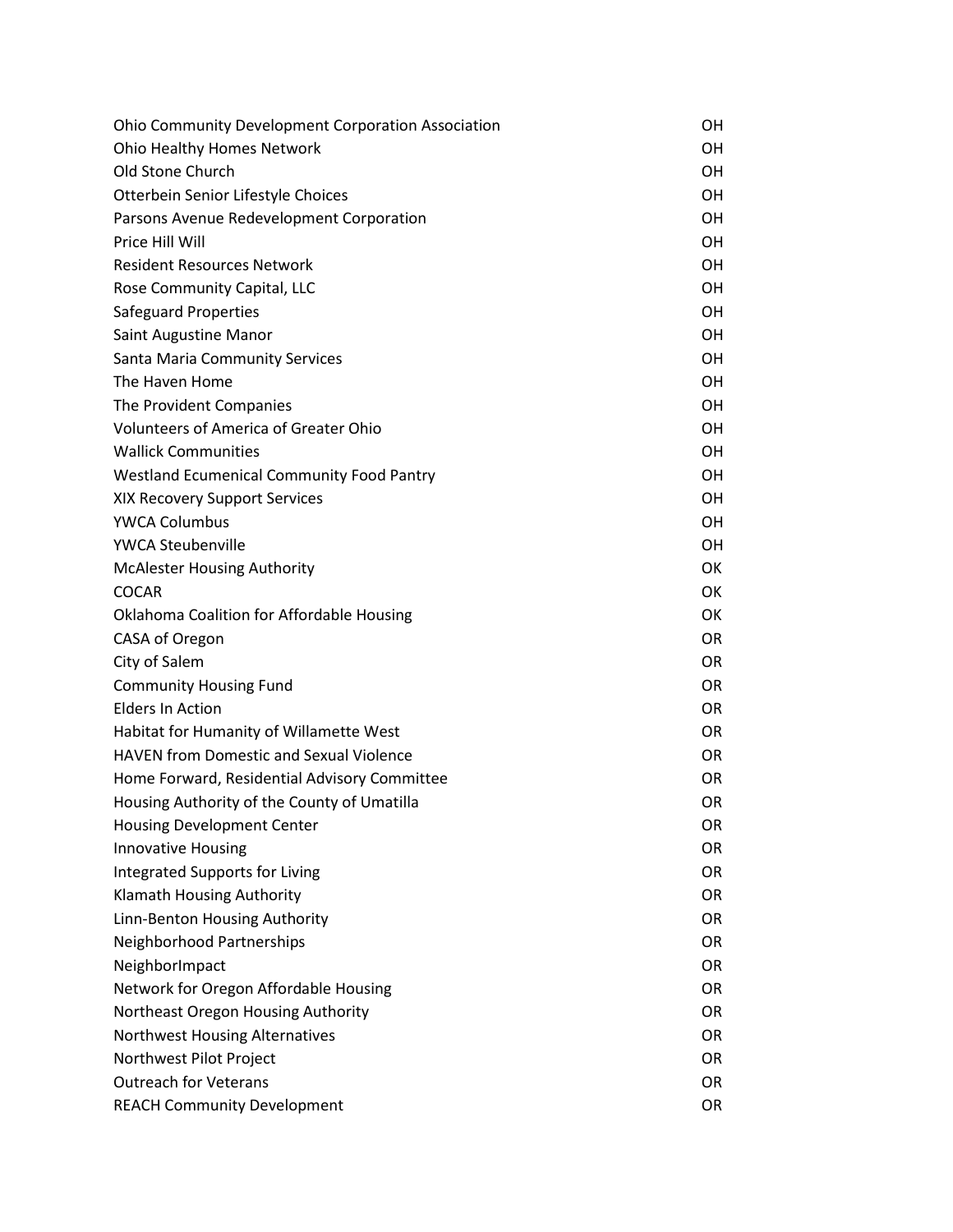| | |
|---|---|
| Ohio Community Development Corporation Association | OH |
| Ohio Healthy Homes Network | OH |
| Old Stone Church | OH |
| Otterbein Senior Lifestyle Choices | OH |
| Parsons Avenue Redevelopment Corporation | OH |
| Price Hill Will | OH |
| Resident Resources Network | OH |
| Rose Community Capital, LLC | OH |
| Safeguard Properties | OH |
| Saint Augustine Manor | OH |
| Santa Maria Community Services | OH |
| The Haven Home | OH |
| The Provident Companies | OH |
| Volunteers of America of Greater Ohio | OH |
| Wallick Communities | OH |
| Westland Ecumenical Community Food Pantry | OH |
| XIX Recovery Support Services | OH |
| YWCA Columbus | OH |
| YWCA Steubenville | OH |
| McAlester Housing Authority | OK |
| COCAR | OK |
| Oklahoma Coalition for Affordable Housing | OK |
| CASA of Oregon | OR |
| City of Salem | OR |
| Community Housing Fund | OR |
| Elders In Action | OR |
| Habitat for Humanity of Willamette West | OR |
| HAVEN from Domestic and Sexual Violence | OR |
| Home Forward, Residential Advisory Committee | OR |
| Housing Authority of the County of Umatilla | OR |
| Housing Development Center | OR |
| Innovative Housing | OR |
| Integrated Supports for Living | OR |
| Klamath Housing Authority | OR |
| Linn-Benton Housing Authority | OR |
| Neighborhood Partnerships | OR |
| NeighborImpact | OR |
| Network for Oregon Affordable Housing | OR |
| Northeast Oregon Housing Authority | OR |
| Northwest Housing Alternatives | OR |
| Northwest Pilot Project | OR |
| Outreach for Veterans | OR |
| REACH Community Development | OR |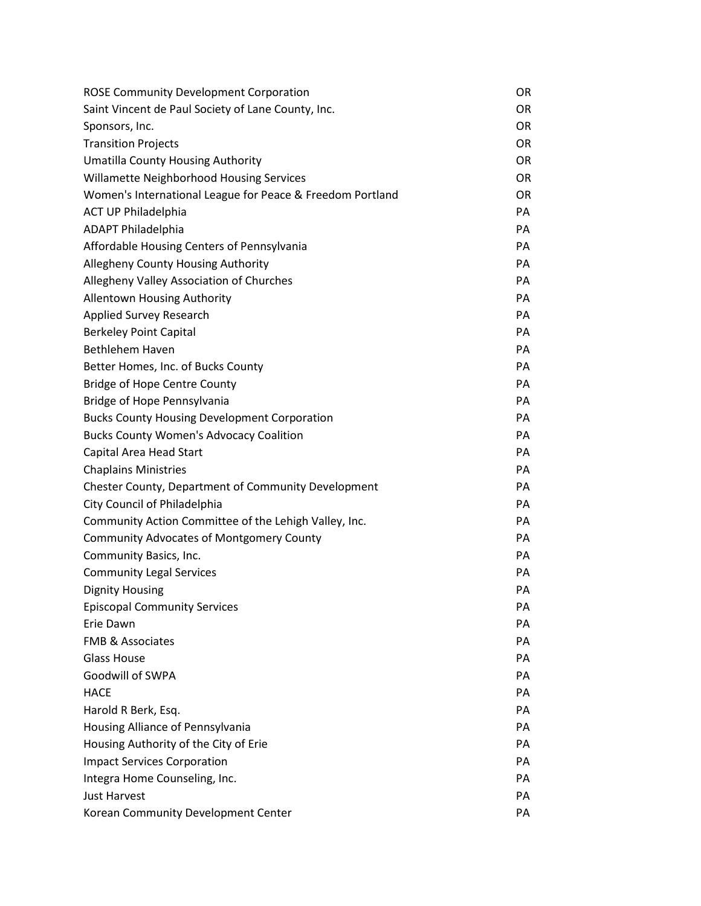| | |
|---|---|
| ROSE Community Development Corporation | OR |
| Saint Vincent de Paul Society of Lane County, Inc. | OR |
| Sponsors, Inc. | OR |
| Transition Projects | OR |
| Umatilla County Housing Authority | OR |
| Willamette Neighborhood Housing Services | OR |
| Women's International League for Peace & Freedom Portland | OR |
| ACT UP Philadelphia | PA |
| ADAPT Philadelphia | PA |
| Affordable Housing Centers of Pennsylvania | PA |
| Allegheny County Housing Authority | PA |
| Allegheny Valley Association of Churches | PA |
| Allentown Housing Authority | PA |
| Applied Survey Research | PA |
| Berkeley Point Capital | PA |
| Bethlehem Haven | PA |
| Better Homes, Inc. of Bucks County | PA |
| Bridge of Hope Centre County | PA |
| Bridge of Hope Pennsylvania | PA |
| Bucks County Housing Development Corporation | PA |
| Bucks County Women's Advocacy Coalition | PA |
| Capital Area Head Start | PA |
| Chaplains Ministries | PA |
| Chester County, Department of Community Development | PA |
| City Council of Philadelphia | PA |
| Community Action Committee of the Lehigh Valley, Inc. | PA |
| Community Advocates of Montgomery County | PA |
| Community Basics, Inc. | PA |
| Community Legal Services | PA |
| Dignity Housing | PA |
| Episcopal Community Services | PA |
| Erie Dawn | PA |
| FMB & Associates | PA |
| Glass House | PA |
| Goodwill of SWPA | PA |
| HACE | PA |
| Harold R Berk, Esq. | PA |
| Housing Alliance of Pennsylvania | PA |
| Housing Authority of the City of Erie | PA |
| Impact Services Corporation | PA |
| Integra Home Counseling, Inc. | PA |
| Just Harvest | PA |
| Korean Community Development Center | PA |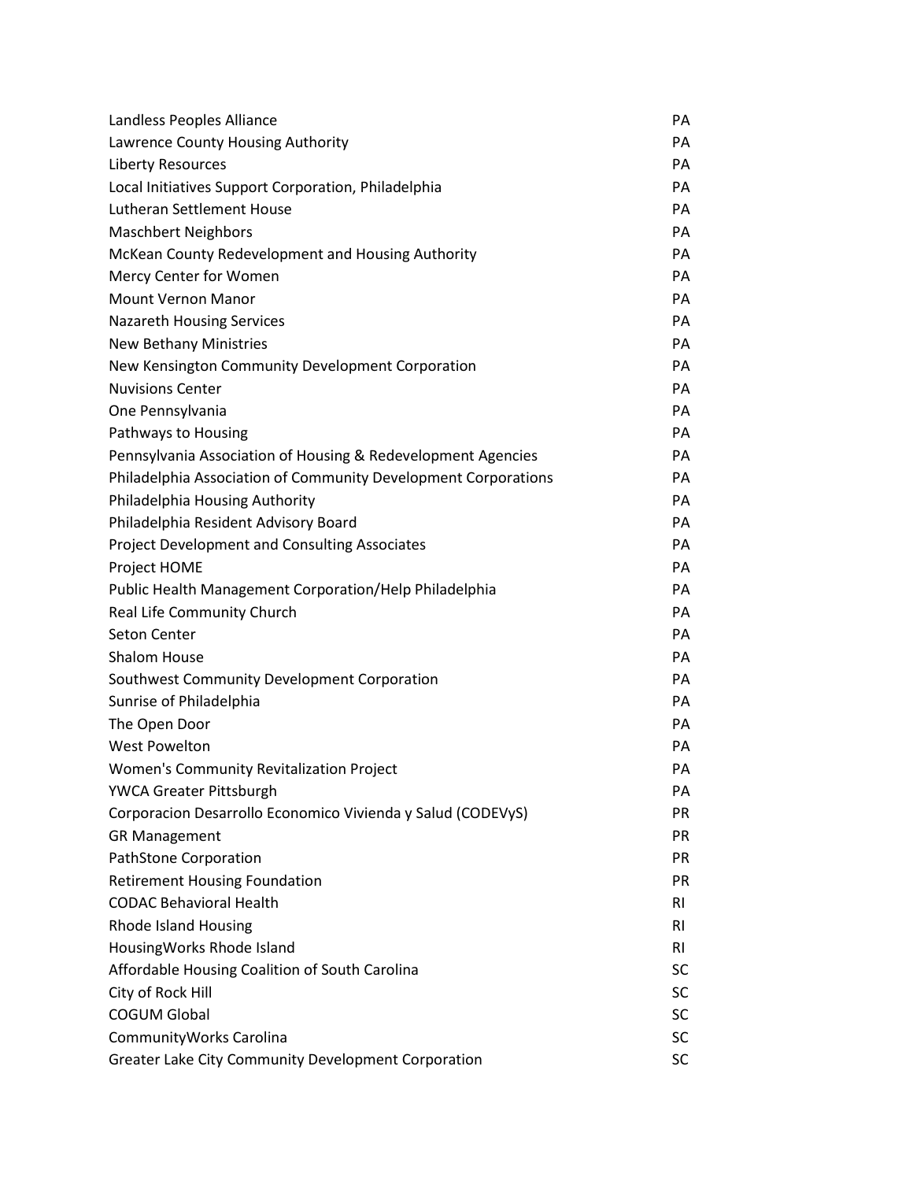| | |
|---|---|
| Landless Peoples Alliance | PA |
| Lawrence County Housing Authority | PA |
| Liberty Resources | PA |
| Local Initiatives Support Corporation, Philadelphia | PA |
| Lutheran Settlement House | PA |
| Maschbert Neighbors | PA |
| McKean County Redevelopment and Housing Authority | PA |
| Mercy Center for Women | PA |
| Mount Vernon Manor | PA |
| Nazareth Housing Services | PA |
| New Bethany Ministries | PA |
| New Kensington Community Development Corporation | PA |
| Nuvisions Center | PA |
| One Pennsylvania | PA |
| Pathways to Housing | PA |
| Pennsylvania Association of Housing & Redevelopment Agencies | PA |
| Philadelphia Association of Community Development Corporations | PA |
| Philadelphia Housing Authority | PA |
| Philadelphia Resident Advisory Board | PA |
| Project Development and Consulting Associates | PA |
| Project HOME | PA |
| Public Health Management Corporation/Help Philadelphia | PA |
| Real Life Community Church | PA |
| Seton Center | PA |
| Shalom House | PA |
| Southwest Community Development Corporation | PA |
| Sunrise of Philadelphia | PA |
| The Open Door | PA |
| West Powelton | PA |
| Women's Community Revitalization Project | PA |
| YWCA Greater Pittsburgh | PA |
| Corporacion Desarrollo Economico Vivienda y Salud (CODEVyS) | PR |
| GR Management | PR |
| PathStone Corporation | PR |
| Retirement Housing Foundation | PR |
| CODAC Behavioral Health | RI |
| Rhode Island Housing | RI |
| HousingWorks Rhode Island | RI |
| Affordable Housing Coalition of South Carolina | SC |
| City of Rock Hill | SC |
| COGUM Global | SC |
| CommunityWorks Carolina | SC |
| Greater Lake City Community Development Corporation | SC |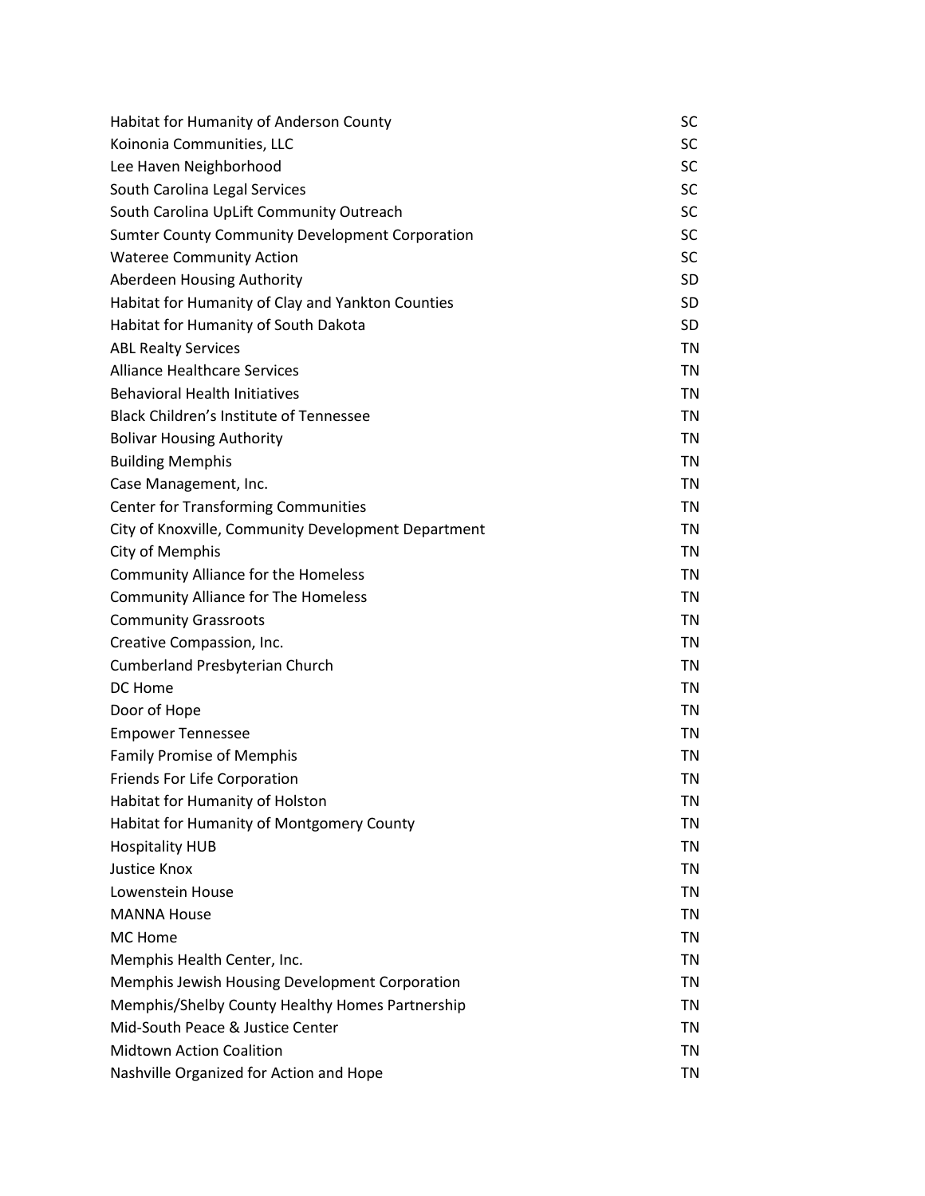| | |
|---|---|
| Habitat for Humanity of Anderson County | SC |
| Koinonia Communities, LLC | SC |
| Lee Haven Neighborhood | SC |
| South Carolina Legal Services | SC |
| South Carolina UpLift Community Outreach | SC |
| Sumter County Community Development Corporation | SC |
| Wateree Community Action | SC |
| Aberdeen Housing Authority | SD |
| Habitat for Humanity of Clay and Yankton Counties | SD |
| Habitat for Humanity of South Dakota | SD |
| ABL Realty Services | TN |
| Alliance Healthcare Services | TN |
| Behavioral Health Initiatives | TN |
| Black Children's Institute of Tennessee | TN |
| Bolivar Housing Authority | TN |
| Building Memphis | TN |
| Case Management, Inc. | TN |
| Center for Transforming Communities | TN |
| City of Knoxville, Community Development Department | TN |
| City of Memphis | TN |
| Community Alliance for the Homeless | TN |
| Community Alliance for The Homeless | TN |
| Community Grassroots | TN |
| Creative Compassion, Inc. | TN |
| Cumberland Presbyterian Church | TN |
| DC Home | TN |
| Door of Hope | TN |
| Empower Tennessee | TN |
| Family Promise of Memphis | TN |
| Friends For Life Corporation | TN |
| Habitat for Humanity of Holston | TN |
| Habitat for Humanity of Montgomery County | TN |
| Hospitality HUB | TN |
| Justice Knox | TN |
| Lowenstein House | TN |
| MANNA House | TN |
| MC Home | TN |
| Memphis Health Center, Inc. | TN |
| Memphis Jewish Housing Development Corporation | TN |
| Memphis/Shelby County Healthy Homes Partnership | TN |
| Mid-South Peace & Justice Center | TN |
| Midtown Action Coalition | TN |
| Nashville Organized for Action and Hope | TN |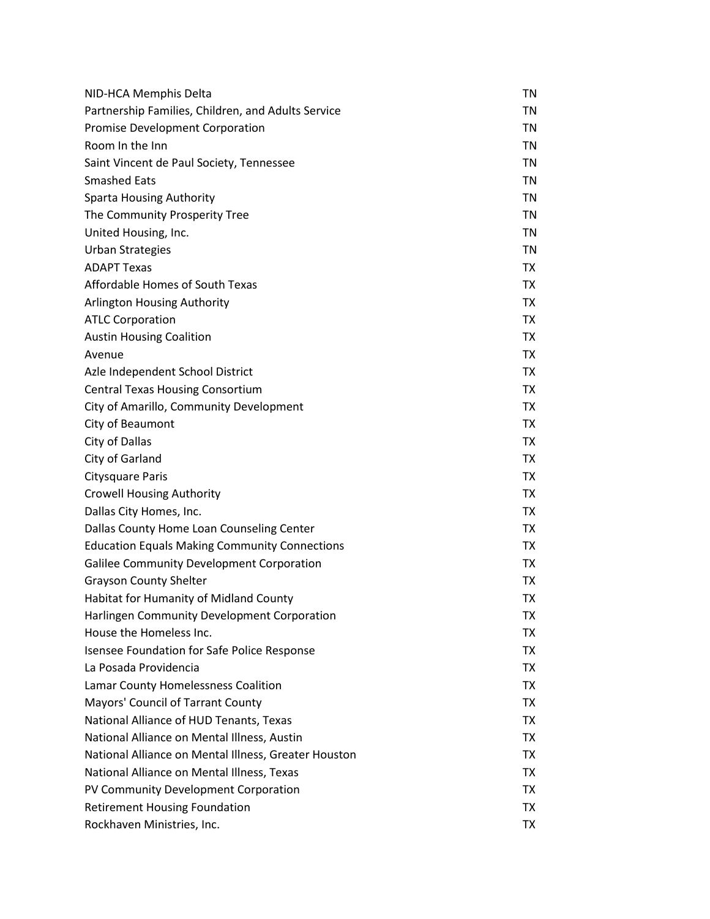| | |
|---|---|
| NID-HCA Memphis Delta | TN |
| Partnership Families, Children, and Adults Service | TN |
| Promise Development Corporation | TN |
| Room In the Inn | TN |
| Saint Vincent de Paul Society, Tennessee | TN |
| Smashed Eats | TN |
| Sparta Housing Authority | TN |
| The Community Prosperity Tree | TN |
| United Housing, Inc. | TN |
| Urban Strategies | TN |
| ADAPT Texas | TX |
| Affordable Homes of South Texas | TX |
| Arlington Housing Authority | TX |
| ATLC Corporation | TX |
| Austin Housing Coalition | TX |
| Avenue | TX |
| Azle Independent School District | TX |
| Central Texas Housing Consortium | TX |
| City of Amarillo, Community Development | TX |
| City of Beaumont | TX |
| City of Dallas | TX |
| City of Garland | TX |
| Citysquare Paris | TX |
| Crowell Housing Authority | TX |
| Dallas City Homes, Inc. | TX |
| Dallas County Home Loan Counseling Center | TX |
| Education Equals Making Community Connections | TX |
| Galilee Community Development Corporation | TX |
| Grayson County Shelter | TX |
| Habitat for Humanity of Midland County | TX |
| Harlingen Community Development Corporation | TX |
| House the Homeless Inc. | TX |
| Isensee Foundation for Safe Police Response | TX |
| La Posada Providencia | TX |
| Lamar County Homelessness Coalition | TX |
| Mayors' Council of Tarrant County | TX |
| National Alliance of HUD Tenants, Texas | TX |
| National Alliance on Mental Illness, Austin | TX |
| National Alliance on Mental Illness, Greater Houston | TX |
| National Alliance on Mental Illness, Texas | TX |
| PV Community Development Corporation | TX |
| Retirement Housing Foundation | TX |
| Rockhaven Ministries, Inc. | TX |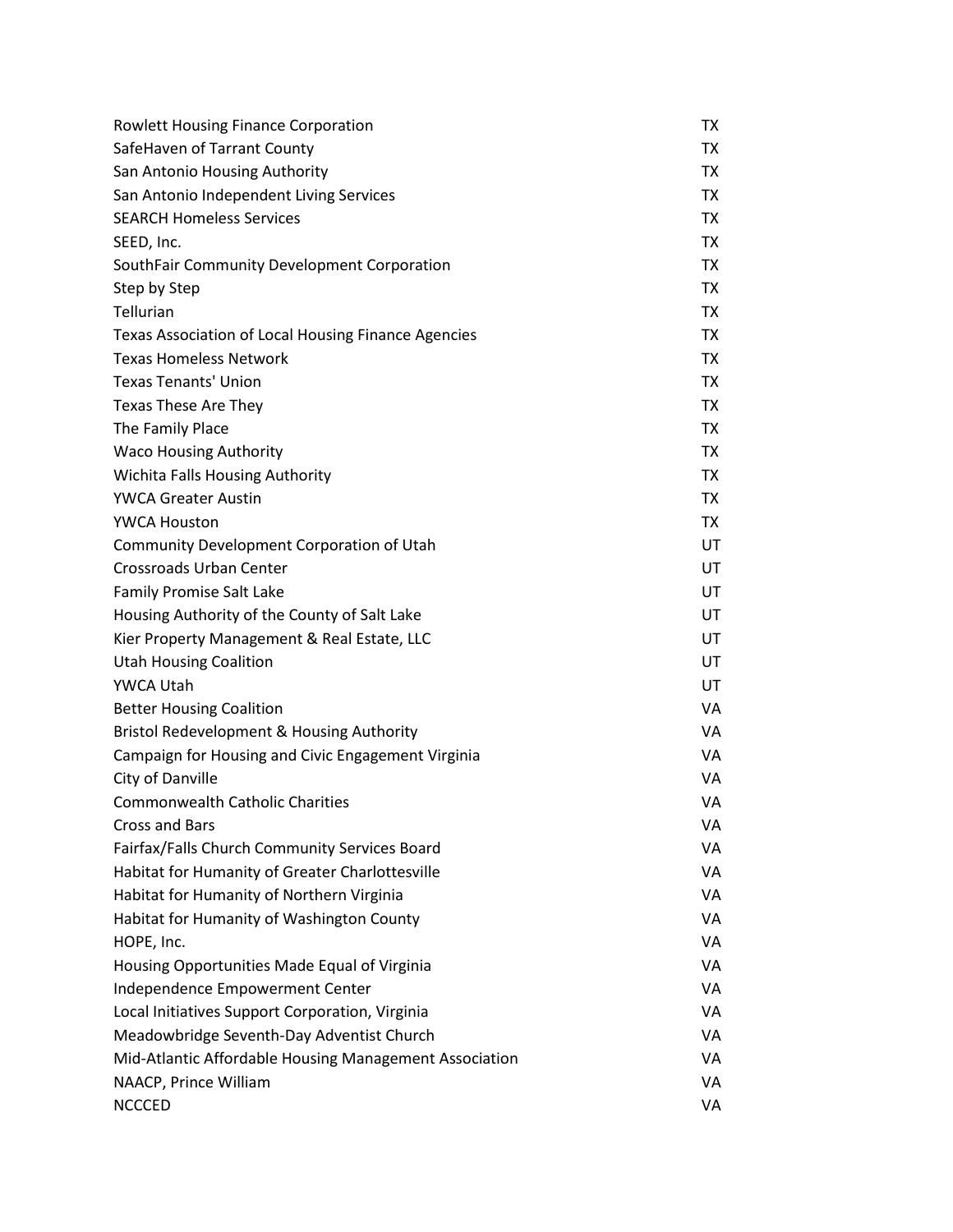| | |
|---|---|
| Rowlett Housing Finance Corporation | TX |
| SafeHaven of Tarrant County | TX |
| San Antonio Housing Authority | TX |
| San Antonio Independent Living Services | TX |
| SEARCH Homeless Services | TX |
| SEED, Inc. | TX |
| SouthFair Community Development Corporation | TX |
| Step by Step | TX |
| Tellurian | TX |
| Texas Association of Local Housing Finance Agencies | TX |
| Texas Homeless Network | TX |
| Texas Tenants' Union | TX |
| Texas These Are They | TX |
| The Family Place | TX |
| Waco Housing Authority | TX |
| Wichita Falls Housing Authority | TX |
| YWCA Greater Austin | TX |
| YWCA Houston | TX |
| Community Development Corporation of Utah | UT |
| Crossroads Urban Center | UT |
| Family Promise Salt Lake | UT |
| Housing Authority of the County of Salt Lake | UT |
| Kier Property Management & Real Estate, LLC | UT |
| Utah Housing Coalition | UT |
| YWCA Utah | UT |
| Better Housing Coalition | VA |
| Bristol Redevelopment & Housing Authority | VA |
| Campaign for Housing and Civic Engagement Virginia | VA |
| City of Danville | VA |
| Commonwealth Catholic Charities | VA |
| Cross and Bars | VA |
| Fairfax/Falls Church Community Services Board | VA |
| Habitat for Humanity of Greater Charlottesville | VA |
| Habitat for Humanity of Northern Virginia | VA |
| Habitat for Humanity of Washington County | VA |
| HOPE, Inc. | VA |
| Housing Opportunities Made Equal of Virginia | VA |
| Independence Empowerment Center | VA |
| Local Initiatives Support Corporation, Virginia | VA |
| Meadowbridge Seventh-Day Adventist Church | VA |
| Mid-Atlantic Affordable Housing Management Association | VA |
| NAACP, Prince William | VA |
| NCCCED | VA |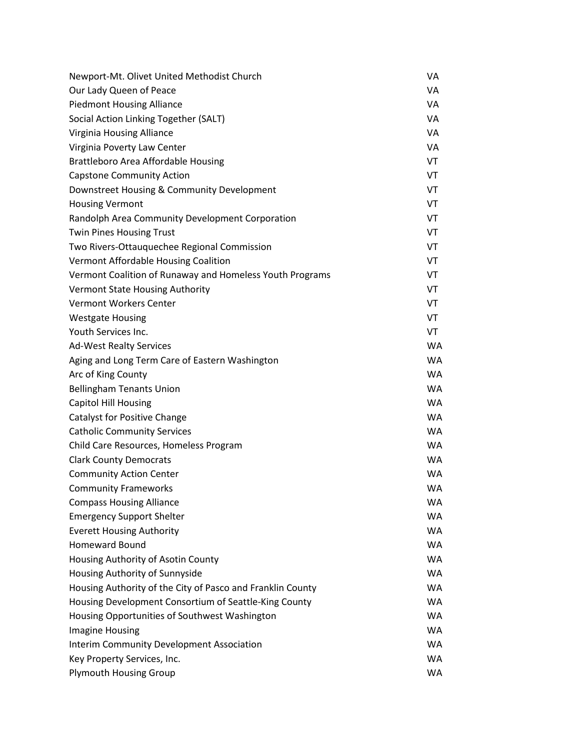| | |
|---|---|
| Newport-Mt. Olivet United Methodist Church | VA |
| Our Lady Queen of Peace | VA |
| Piedmont Housing Alliance | VA |
| Social Action Linking Together (SALT) | VA |
| Virginia Housing Alliance | VA |
| Virginia Poverty Law Center | VA |
| Brattleboro Area Affordable Housing | VT |
| Capstone Community Action | VT |
| Downstreet Housing & Community Development | VT |
| Housing Vermont | VT |
| Randolph Area Community Development Corporation | VT |
| Twin Pines Housing Trust | VT |
| Two Rivers-Ottauquechee Regional Commission | VT |
| Vermont Affordable Housing Coalition | VT |
| Vermont Coalition of Runaway and Homeless Youth Programs | VT |
| Vermont State Housing Authority | VT |
| Vermont Workers Center | VT |
| Westgate Housing | VT |
| Youth Services Inc. | VT |
| Ad-West Realty Services | WA |
| Aging and Long Term Care of Eastern Washington | WA |
| Arc of King County | WA |
| Bellingham Tenants Union | WA |
| Capitol Hill Housing | WA |
| Catalyst for Positive Change | WA |
| Catholic Community Services | WA |
| Child Care Resources, Homeless Program | WA |
| Clark County Democrats | WA |
| Community Action Center | WA |
| Community Frameworks | WA |
| Compass Housing Alliance | WA |
| Emergency Support Shelter | WA |
| Everett Housing Authority | WA |
| Homeward Bound | WA |
| Housing Authority of Asotin County | WA |
| Housing Authority of Sunnyside | WA |
| Housing Authority of the City of Pasco and Franklin County | WA |
| Housing Development Consortium of Seattle-King County | WA |
| Housing Opportunities of Southwest Washington | WA |
| Imagine Housing | WA |
| Interim Community Development Association | WA |
| Key Property Services, Inc. | WA |
| Plymouth Housing Group | WA |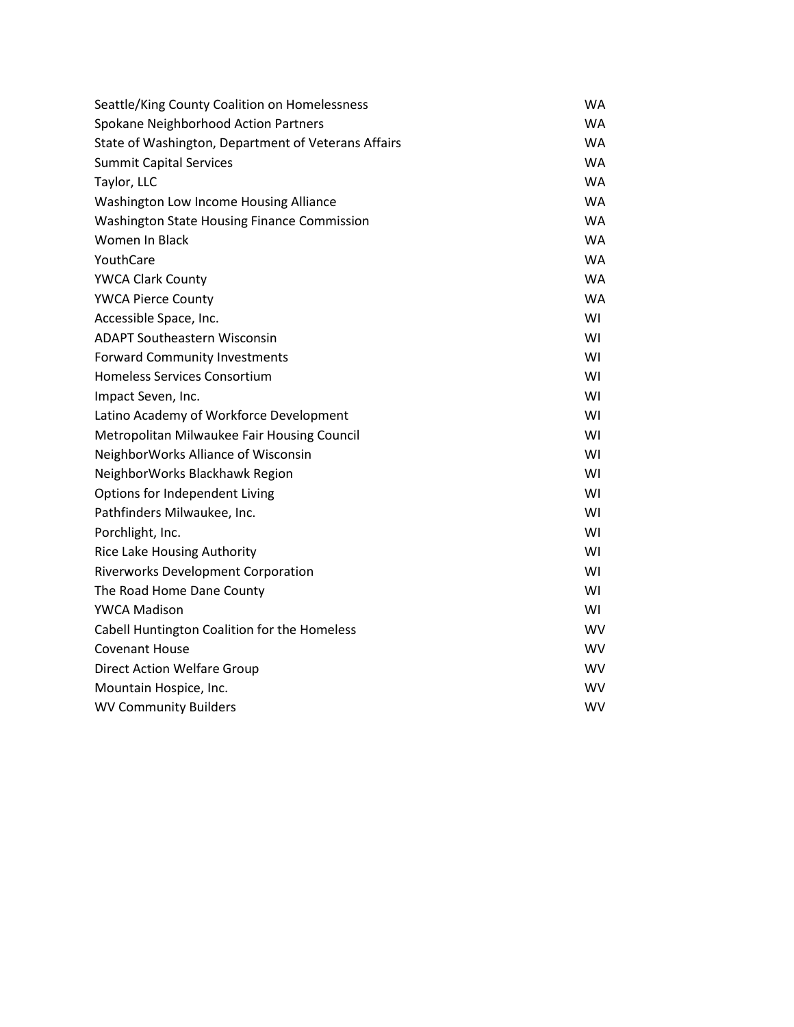| | |
|---|---|
| Seattle/King County Coalition on Homelessness | WA |
| Spokane Neighborhood Action Partners | WA |
| State of Washington, Department of Veterans Affairs | WA |
| Summit Capital Services | WA |
| Taylor, LLC | WA |
| Washington Low Income Housing Alliance | WA |
| Washington State Housing Finance Commission | WA |
| Women In Black | WA |
| YouthCare | WA |
| YWCA Clark County | WA |
| YWCA Pierce County | WA |
| Accessible Space, Inc. | WI |
| ADAPT Southeastern Wisconsin | WI |
| Forward Community Investments | WI |
| Homeless Services Consortium | WI |
| Impact Seven, Inc. | WI |
| Latino Academy of Workforce Development | WI |
| Metropolitan Milwaukee Fair Housing Council | WI |
| NeighborWorks Alliance of Wisconsin | WI |
| NeighborWorks Blackhawk Region | WI |
| Options for Independent Living | WI |
| Pathfinders Milwaukee, Inc. | WI |
| Porchlight, Inc. | WI |
| Rice Lake Housing Authority | WI |
| Riverworks Development Corporation | WI |
| The Road Home Dane County | WI |
| YWCA Madison | WI |
| Cabell Huntington Coalition for the Homeless | WV |
| Covenant House | WV |
| Direct Action Welfare Group | WV |
| Mountain Hospice, Inc. | WV |
| WV Community Builders | WV |